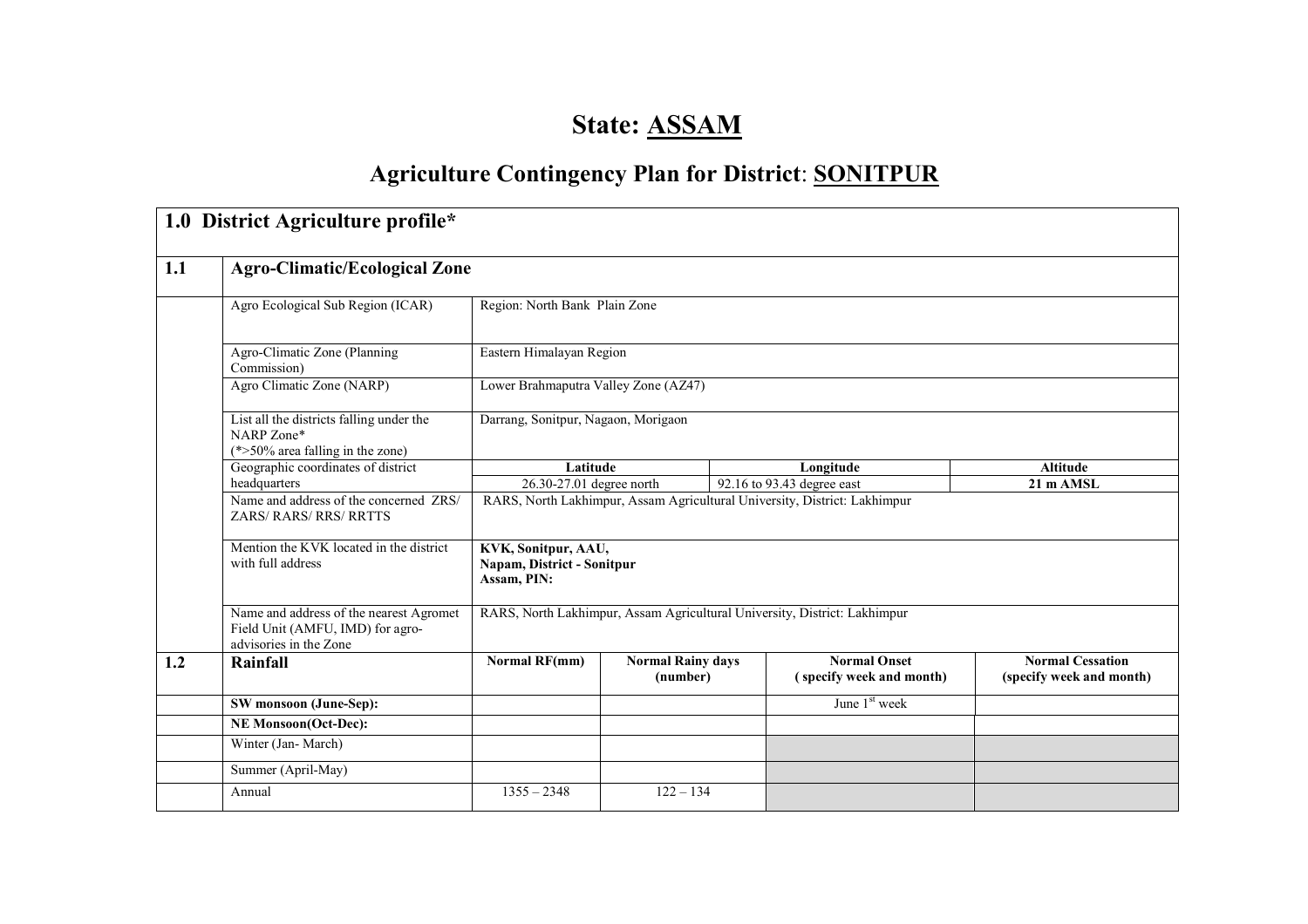# State: ASSAM

## Agriculture Contingency Plan for District: SONITPUR

| 1.0 District Agriculture profile* | | | | | |
|---|---|---|---|---|---|
| **1.1** | **Agro-Climatic/Ecological Zone** | | | | |
| | Agro Ecological Sub Region (ICAR) | Region: North Bank Plain Zone | | | |
| | Agro-Climatic Zone (Planning Commission) | Eastern Himalayan Region | | | |
| | Agro Climatic Zone (NARP) | Lower Brahmaputra Valley Zone (AZ47) | | | |
| | List all the districts falling under the NARP Zone* (*>50% area falling in the zone) | Darrang, Sonitpur, Nagaon, Morigaon | | | |
| | Geographic coordinates of district headquarters | **Latitude** | | **Longitude** | **Altitude** |
| | | 26.30-27.01 degree north | | 92.16 to 93.43 degree east | **21 m AMSL** |
| | Name and address of the concerned ZRS/ ZARS/ RARS/ RRS/ RRTTS | RARS, North Lakhimpur, Assam Agricultural University, District: Lakhimpur | | | |
| | Mention the KVK located in the district with full address | **KVK, Sonitpur, AAU, Napam, District - Sonitpur Assam, PIN:** | | | |
| | Name and address of the nearest Agromet Field Unit (AMFU, IMD) for agro-advisories in the Zone | RARS, North Lakhimpur, Assam Agricultural University, District: Lakhimpur | | | |
| **1.2** | **Rainfall** | **Normal RF(mm)** | **Normal Rainy days (number)** | **Normal Onset (specify week and month)** | **Normal Cessation (specify week and month)** |
| | **SW monsoon (June-Sep):** | | | June 1st week | |
| | **NE Monsoon(Oct-Dec):** | | | | |
| | Winter (Jan- March) | | | | |
| | Summer (April-May) | | | | |
| | Annual | 1355 – 2348 | 122 – 134 | | |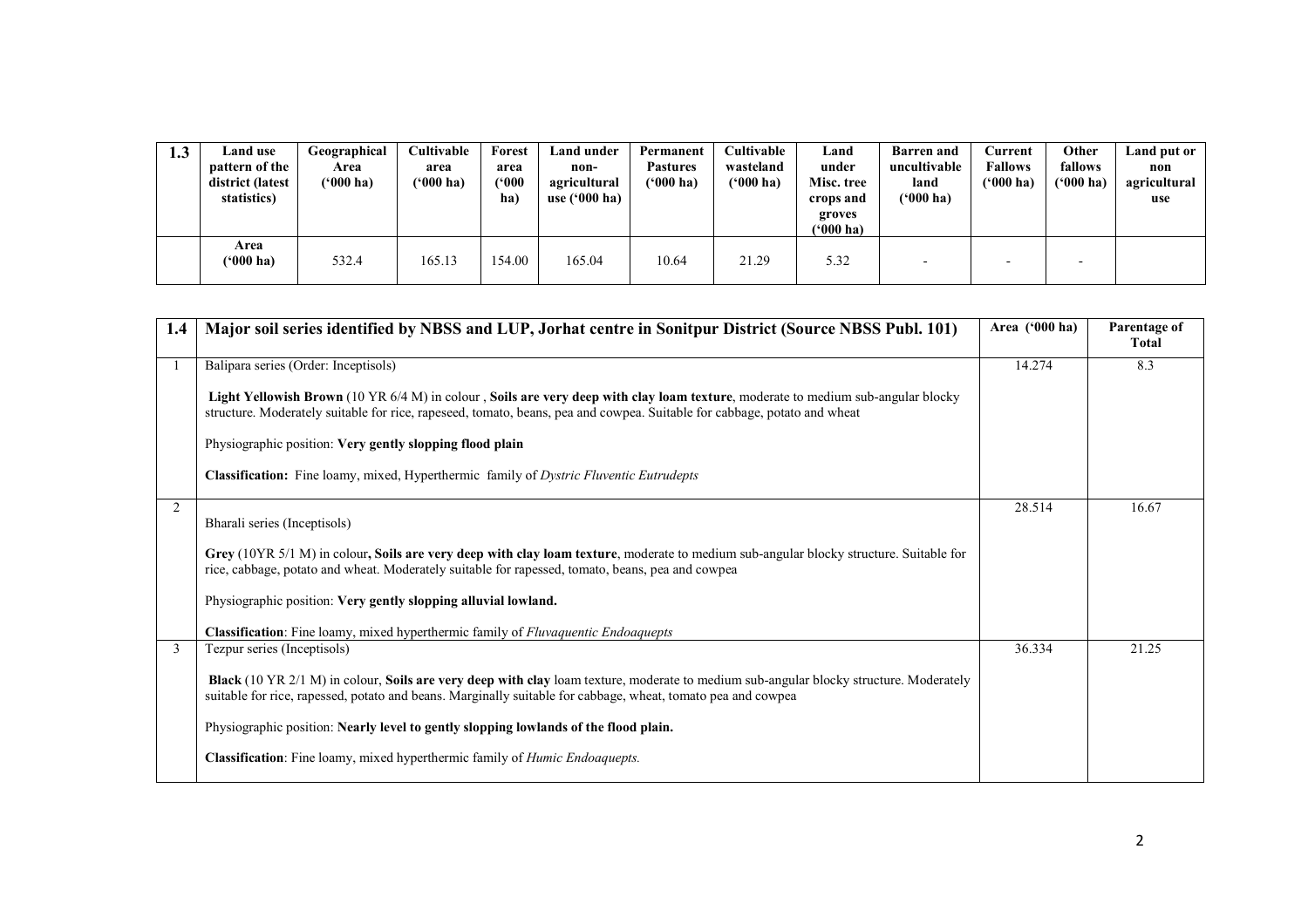| 1.3 | Land use pattern of the district (latest statistics) | Geographical Area ('000 ha) | Cultivable area ('000 ha) | Forest area ('000 ha) | Land under non-agricultural use ('000 ha) | Permanent Pastures ('000 ha) | Cultivable wasteland ('000 ha) | Land under Misc. tree crops and groves ('000 ha) | Barren and uncultivable land ('000 ha) | Current Fallows ('000 ha) | Other fallows ('000 ha) | Land put or non agricultural use |
|---|---|---|---|---|---|---|---|---|---|---|---|---|
| | Area ('000 ha) | 532.4 | 165.13 | 154.00 | 165.04 | 10.64 | 21.29 | 5.32 | - | - | - | |

| 1.4 | Major soil series identified by NBSS and LUP, Jorhat centre in Sonitpur District (Source NBSS Publ. 101) | Area ('000 ha) | Parentage of Total |
|---|---|---|---|
| 1 | Balipara series (Order: Inceptisols)<br><br>**Light Yellowish Brown** (10 YR 6/4 M) in colour , **Soils are very deep with clay loam texture**, moderate to medium sub-angular blocky structure. Moderately suitable for rice, rapeseed, tomato, beans, pea and cowpea. Suitable for cabbage, potato and wheat<br><br>Physiographic position: **Very gently slopping flood plain**<br><br>**Classification:** Fine loamy, mixed, Hyperthermic family of *Dystric Fluventic Eutrudepts* | 14.274 | 8.3 |
| 2 | Bharali series (Inceptisols)<br><br>**Grey** (10YR 5/1 M) in colour**, Soils are very deep with clay loam texture**, moderate to medium sub-angular blocky structure. Suitable for rice, cabbage, potato and wheat. Moderately suitable for rapessed, tomato, beans, pea and cowpea<br><br>Physiographic position: **Very gently slopping alluvial lowland.**<br><br>**Classification**: Fine loamy, mixed hyperthermic family of *Fluvaquentic Endoaquepts* | 28.514 | 16.67 |
| 3 | Tezpur series (Inceptisols)<br><br>**Black** (10 YR 2/1 M) in colour, **Soils are very deep with clay** loam texture, moderate to medium sub-angular blocky structure. Moderately suitable for rice, rapessed, potato and beans. Marginally suitable for cabbage, wheat, tomato pea and cowpea<br><br>Physiographic position: **Nearly level to gently slopping lowlands of the flood plain.**<br><br>**Classification**: Fine loamy, mixed hyperthermic family of *Humic Endoaquepts.* | 36.334 | 21.25 |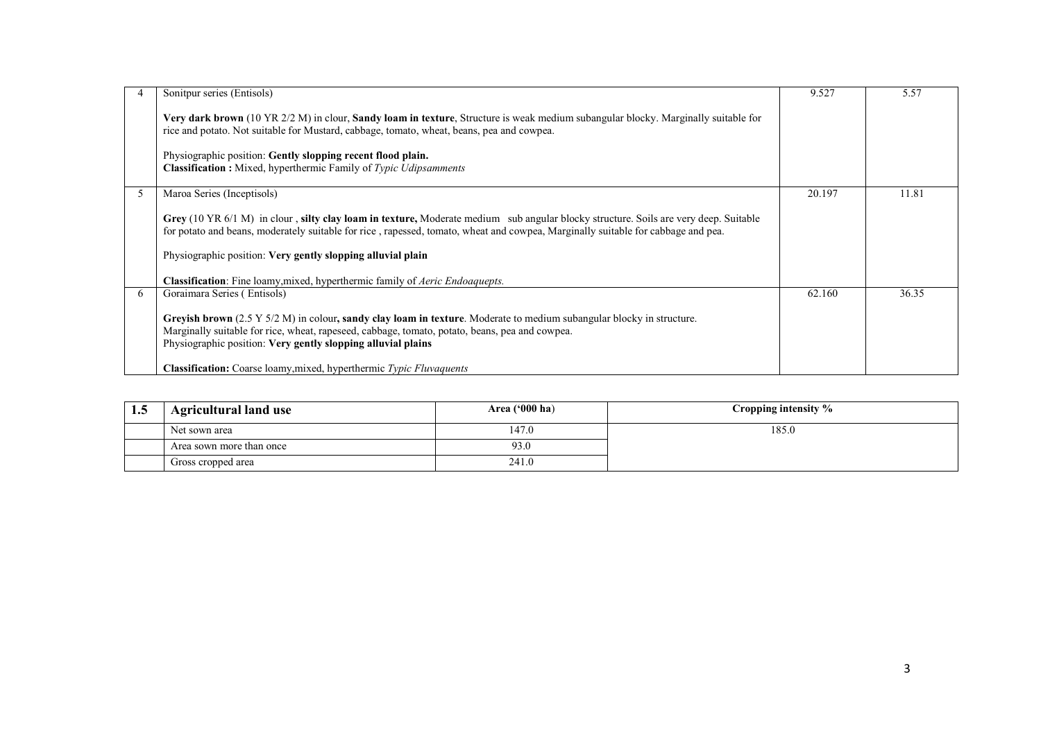| 4 | Sonitpur series (Entisols)<br><br>**Very dark brown** (10 YR 2/2 M) in clour, **Sandy loam in texture**, Structure is weak medium subangular blocky. Marginally suitable for rice and potato. Not suitable for Mustard, cabbage, tomato, wheat, beans, pea and cowpea.<br><br>Physiographic position: **Gently slopping recent flood plain.**<br>**Classification :** Mixed, hyperthermic Family of *Typic Udipsamments* | 9.527 | 5.57 |
|---|---|---|---|
| 5 | Maroa Series (Inceptisols)<br><br>**Grey** (10 YR 6/1 M) in clour , **silty clay loam in texture,** Moderate medium sub angular blocky structure. Soils are very deep. Suitable for potato and beans, moderately suitable for rice , rapessed, tomato, wheat and cowpea, Marginally suitable for cabbage and pea.<br><br>Physiographic position: **Very gently slopping alluvial plain**<br><br>**Classification**: Fine loamy,mixed, hyperthermic family of *Aeric Endoaquepts.* | 20.197 | 11.81 |
| 6 | Goraimara Series ( Entisols)<br><br>**Greyish brown** (2.5 Y 5/2 M) in colour**, sandy clay loam in texture**. Moderate to medium subangular blocky in structure.<br>Marginally suitable for rice, wheat, rapeseed, cabbage, tomato, potato, beans, pea and cowpea.<br>Physiographic position: **Very gently slopping alluvial plains**<br><br>**Classification:** Coarse loamy,mixed, hyperthermic *Typic Fluvaquents* | 62.160 | 36.35 |

| 1.5 | Agricultural land use | Area ('000 ha) | Cropping intensity % |
|---|---|---|---|
| | Net sown area | 147.0 | 185.0 |
| | Area sown more than once | 93.0 | |
| | Gross cropped area | 241.0 | |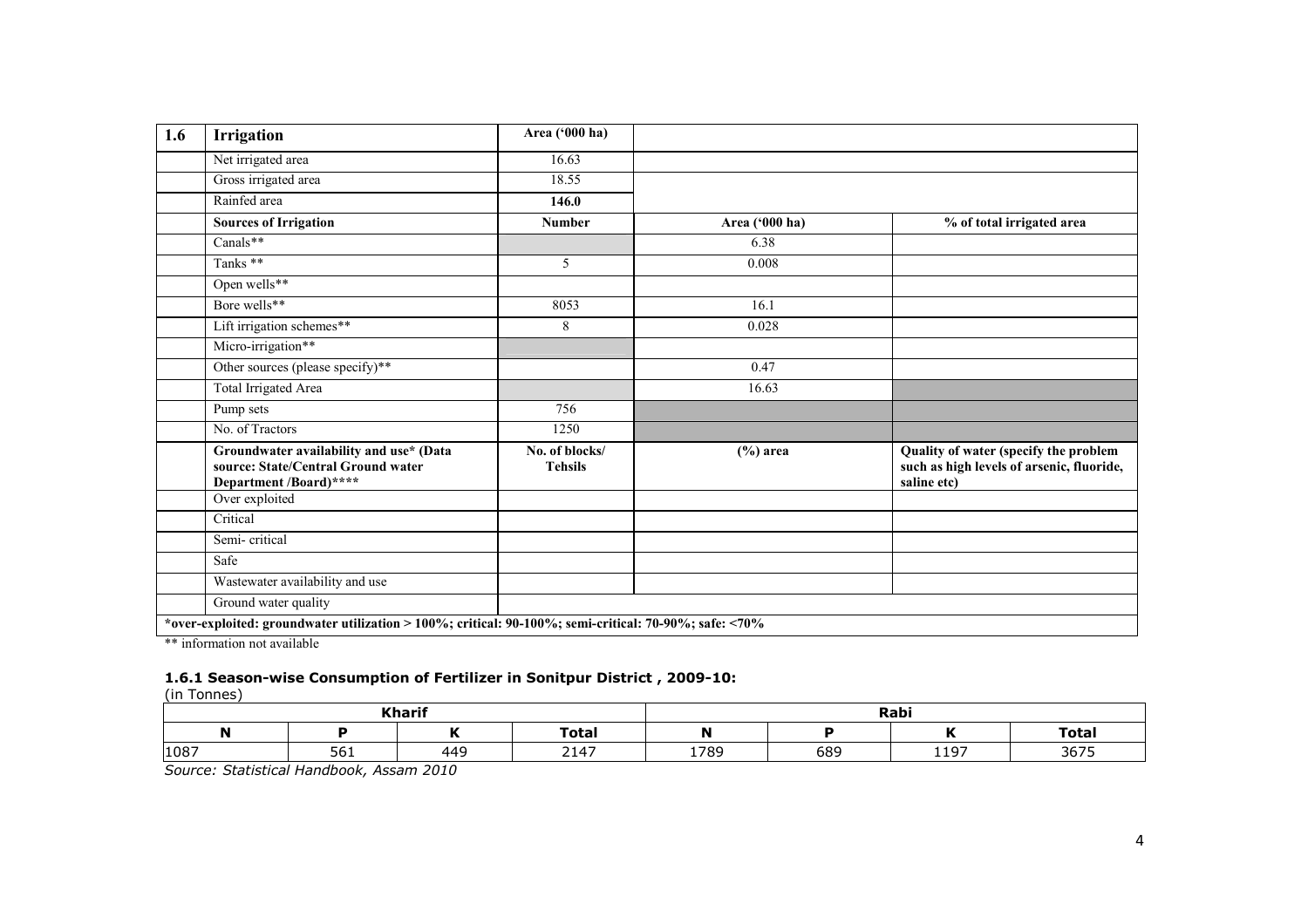| 1.6 | Irrigation | Area ('000 ha) | | |
|---|---|---|---|---|
| | Net irrigated area | 16.63 | | |
| | Gross irrigated area | 18.55 | | |
| | Rainfed area | **146.0** | | |
| | **Sources of Irrigation** | **Number** | **Area ('000 ha)** | **% of total irrigated area** |
| | Canals** | | 6.38 | |
| | Tanks ** | 5 | 0.008 | |
| | Open wells** | | | |
| | Bore wells** | 8053 | 16.1 | |
| | Lift irrigation schemes** | 8 | 0.028 | |
| | Micro-irrigation** | | | |
| | Other sources (please specify)** | | 0.47 | |
| | Total Irrigated Area | | 16.63 | |
| | Pump sets | 756 | | |
| | No. of Tractors | 1250 | | |
| | **Groundwater availability and use* (Data source: State/Central Ground water Department /Board)******** | **No. of blocks/ Tehsils** | **(%) area** | **Quality of water (specify the problem such as high levels of arsenic, fluoride, saline etc)** |
| | Over exploited | | | |
| | Critical | | | |
| | Semi- critical | | | |
| | Safe | | | |
| | Wastewater availability and use | | | |
| | Ground water quality | | | |
| ***over-exploited: groundwater utilization > 100%; critical: 90-100%; semi-critical: 70-90%; safe: <70%** | | | | |

** information not available

### 1.6.1 Season-wise Consumption of Fertilizer in Sonitpur District , 2009-10:

(in Tonnes)

| Kharif | | | | Rabi | | | |
|---|---|---|---|---|---|---|---|
| **N** | **P** | **K** | **Total** | **N** | **P** | **K** | **Total** |
| 1087 | 561 | 449 | 2147 | 1789 | 689 | 1197 | 3675 |

*Source: Statistical Handbook, Assam 2010*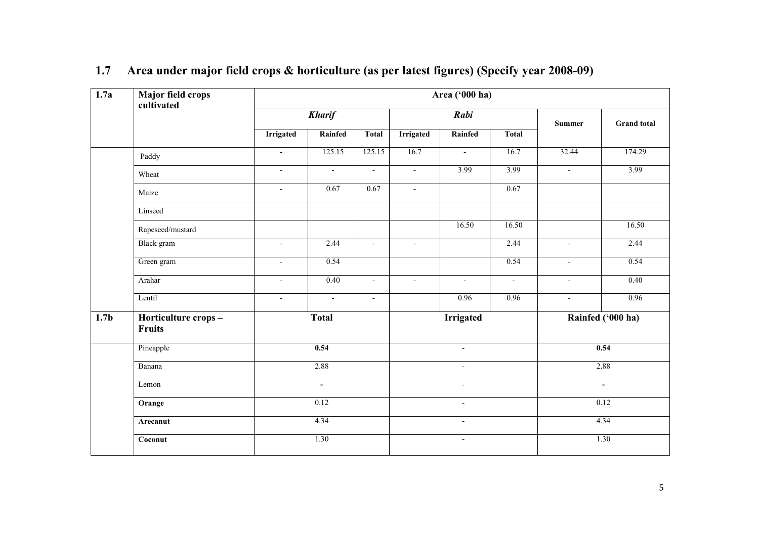## 1.7 Area under major field crops & horticulture (as per latest figures) (Specify year 2008-09)

| 1.7a | Major field crops cultivated | Area ('000 ha) | | | | | | | |
|---|---|---|---|---|---|---|---|---|---|
| | | *Kharif* | | | *Rabi* | | | Summer | Grand total |
| | | Irrigated | Rainfed | Total | Irrigated | Rainfed | Total | | |
| | Paddy | - | 125.15 | 125.15 | 16.7 | - | 16.7 | 32.44 | 174.29 |
| | Wheat | - | - | - | - | 3.99 | 3.99 | - | 3.99 |
| | Maize | - | 0.67 | 0.67 | - | | 0.67 | | |
| | Linseed | | | | | | | | |
| | Rapeseed/mustard | | | | | 16.50 | 16.50 | | 16.50 |
| | Black gram | - | 2.44 | - | - | | 2.44 | - | 2.44 |
| | Green gram | - | 0.54 | | | | 0.54 | - | 0.54 |
| | Arahar | - | 0.40 | - | - | - | - | - | 0.40 |
| | Lentil | - | - | - | | 0.96 | 0.96 | - | 0.96 |

| 1.7b | Horticulture crops – Fruits | Total | Irrigated | Rainfed ('000 ha) |
|---|---|---|---|---|
| | Pineapple | **0.54** | - | **0.54** |
| | Banana | 2.88 | - | 2.88 |
| | Lemon | - | - | - |
| | **Orange** | 0.12 | - | 0.12 |
| | **Arecanut** | 4.34 | - | 4.34 |
| | **Coconut** | 1.30 | - | 1.30 |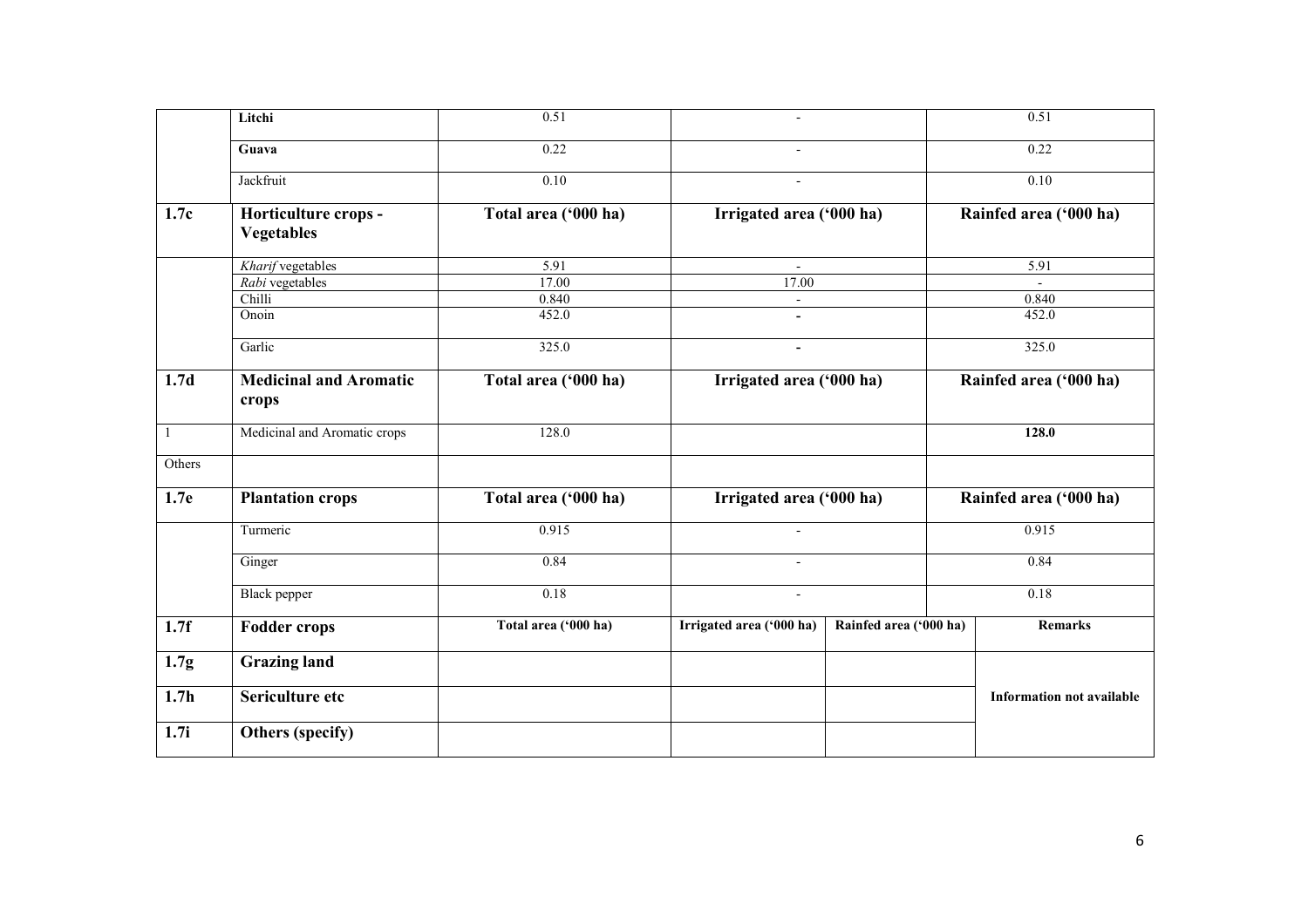|  |  |  |  |  |  |
|---|---|---|---|---|---|
|  | **Litchi** | 0.51 | - |  | 0.51 |
|  | **Guava** | 0.22 | - |  | 0.22 |
|  | Jackfruit | 0.10 | - |  | 0.10 |
| **1.7c** | **Horticulture crops - Vegetables** | **Total area ('000 ha)** | **Irrigated area ('000 ha)** |  | **Rainfed area ('000 ha)** |
|  | *Kharif* vegetables | 5.91 | - |  | 5.91 |
|  | *Rabi* vegetables | 17.00 | 17.00 |  | - |
|  | Chilli | 0.840 | - |  | 0.840 |
|  | Onoin | 452.0 | - |  | 452.0 |
|  | Garlic | 325.0 | - |  | 325.0 |
| **1.7d** | **Medicinal and Aromatic crops** | **Total area ('000 ha)** | **Irrigated area ('000 ha)** |  | **Rainfed area ('000 ha)** |
| 1 | Medicinal and Aromatic crops | 128.0 |  |  | **128.0** |
| Others |  |  |  |  |  |
| **1.7e** | **Plantation crops** | **Total area ('000 ha)** | **Irrigated area ('000 ha)** |  | **Rainfed area ('000 ha)** |
|  | Turmeric | 0.915 | - |  | 0.915 |
|  | Ginger | 0.84 | - |  | 0.84 |
|  | Black pepper | 0.18 | - |  | 0.18 |
| **1.7f** | **Fodder crops** | **Total area ('000 ha)** | **Irrigated area ('000 ha)** | **Rainfed area ('000 ha)** | **Remarks** |
| **1.7g** | **Grazing land** |  |  |  |  |
| **1.7h** | **Sericulture etc** |  |  |  | **Information not available** |
| **1.7i** | **Others (specify)** |  |  |  |  |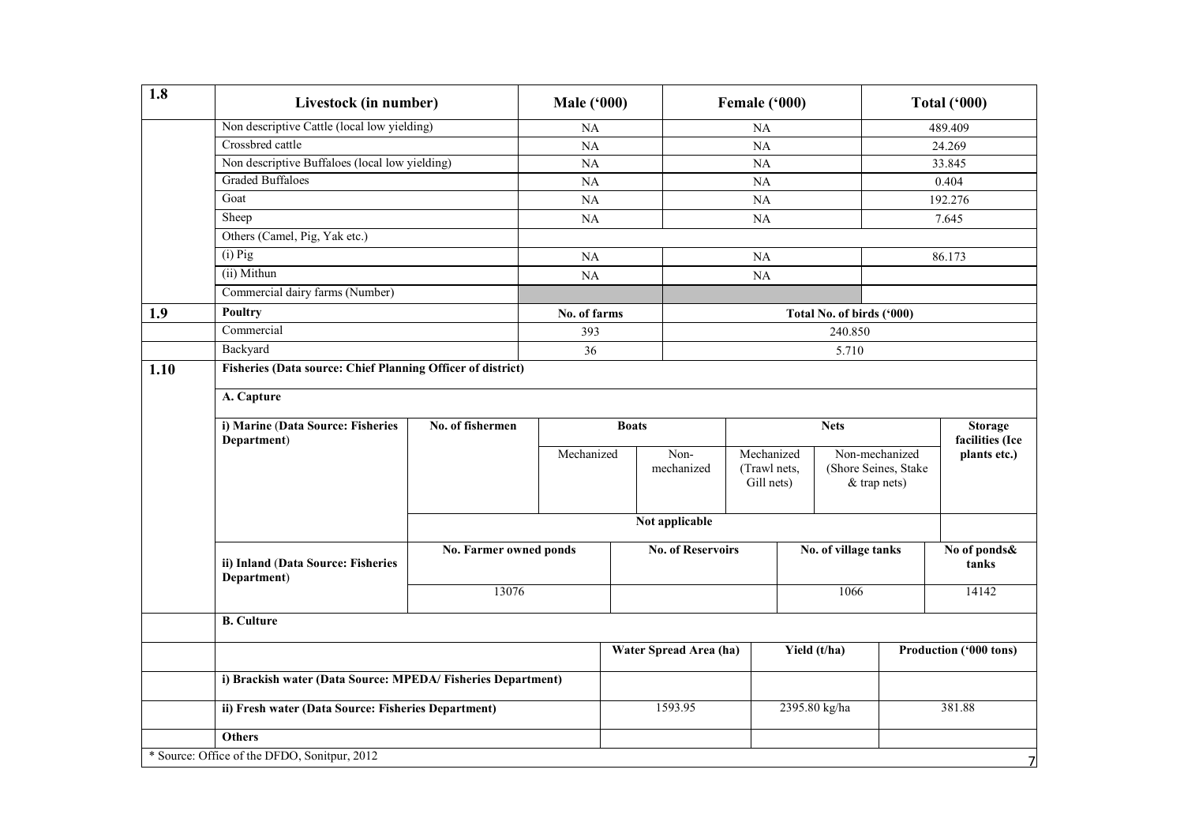| 1.8 | Livestock (in number) | Male ('000) | Female ('000) | Total ('000) |
|---|---|---|---|---|
| | Non descriptive Cattle (local low yielding) | NA | NA | 489.409 |
| | Crossbred cattle | NA | NA | 24.269 |
| | Non descriptive Buffaloes (local low yielding) | NA | NA | 33.845 |
| | Graded Buffaloes | NA | NA | 0.404 |
| | Goat | NA | NA | 192.276 |
| | Sheep | NA | NA | 7.645 |
| | Others (Camel, Pig, Yak etc.) | | | |
| | (i) Pig | NA | NA | 86.173 |
| | (ii) Mithun | NA | NA | |
| | Commercial dairy farms (Number) | | | |

| 1.9 | Poultry | No. of farms | Total No. of birds ('000) |
|---|---|---|---|
| | Commercial | 393 | 240.850 |
| | Backyard | 36 | 5.710 |

**1.10 Fisheries (Data source: Chief Planning Officer of district)**

**A. Capture**

| i) Marine (Data Source: Fisheries Department) | No. of fishermen | Boats | | Nets | | Storage facilities (Ice plants etc.) |
|---|---|---|---|---|---|---|
| | | Mechanized | Non-mechanized | Mechanized (Trawl nets, Gill nets) | Non-mechanized (Shore Seines, Stake & trap nets) | |
| | Not applicable | | | | | |

| ii) Inland (Data Source: Fisheries Department) | No. Farmer owned ponds | No. of Reservoirs | No. of village tanks | No of ponds& tanks |
|---|---|---|---|---|
| | 13076 | | 1066 | 14142 |

**B. Culture**

| | Water Spread Area (ha) | Yield (t/ha) | Production ('000 tons) |
|---|---|---|---|
| i) Brackish water (Data Source: MPEDA/ Fisheries Department) | | | |
| ii) Fresh water (Data Source: Fisheries Department) | 1593.95 | 2395.80 kg/ha | 381.88 |
| Others | | | |

* Source: Office of the DFDO, Sonitpur, 2012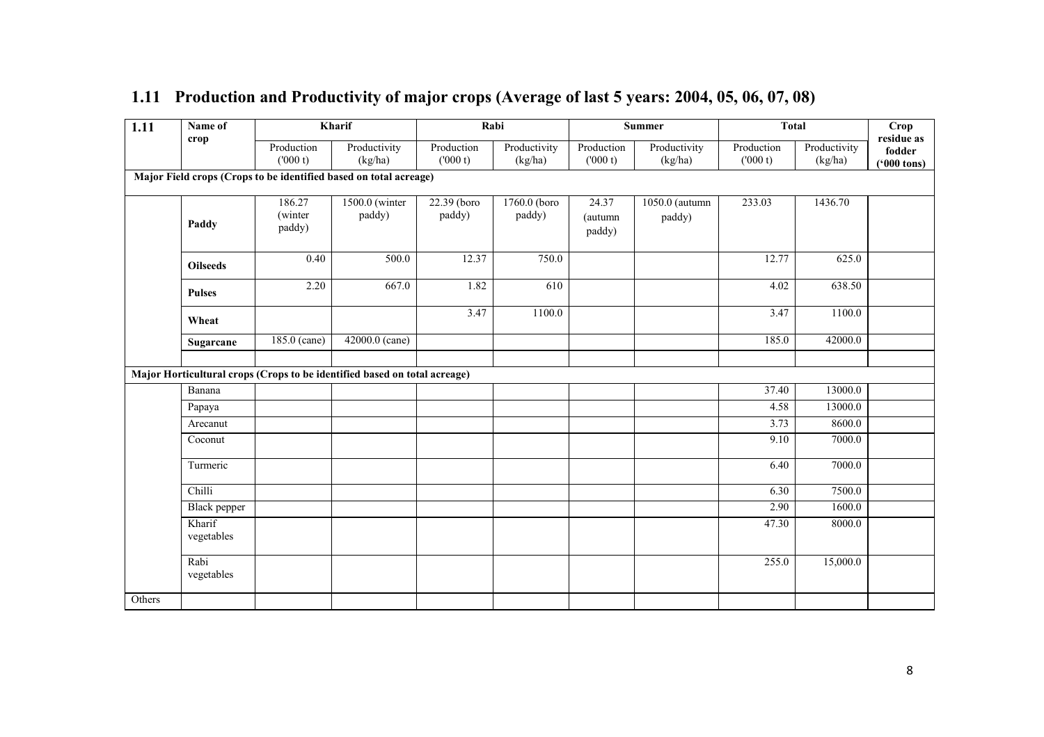## 1.11 Production and Productivity of major crops (Average of last 5 years: 2004, 05, 06, 07, 08)

| 1.11 | Name of crop | Kharif | | Rabi | | Summer | | Total | | Crop residue as fodder ('000 tons) |
|---|---|---|---|---|---|---|---|---|---|---|
| | | Production ('000 t) | Productivity (kg/ha) | Production ('000 t) | Productivity (kg/ha) | Production ('000 t) | Productivity (kg/ha) | Production ('000 t) | Productivity (kg/ha) | |
| **Major Field crops (Crops to be identified based on total acreage)** | | | | | | | | | | |
| | **Paddy** | 186.27 (winter paddy) | 1500.0 (winter paddy) | 22.39 (boro paddy) | 1760.0 (boro paddy) | 24.37 (autumn paddy) | 1050.0 (autumn paddy) | 233.03 | 1436.70 | |
| | **Oilseeds** | 0.40 | 500.0 | 12.37 | 750.0 | | | 12.77 | 625.0 | |
| | **Pulses** | 2.20 | 667.0 | 1.82 | 610 | | | 4.02 | 638.50 | |
| | **Wheat** | | | 3.47 | 1100.0 | | | 3.47 | 1100.0 | |
| | **Sugarcane** | 185.0 (cane) | 42000.0 (cane) | | | | | 185.0 | 42000.0 | |
| | | | | | | | | | | |
| **Major Horticultural crops (Crops to be identified based on total acreage)** | | | | | | | | | | |
| | Banana | | | | | | | 37.40 | 13000.0 | |
| | Papaya | | | | | | | 4.58 | 13000.0 | |
| | Arecanut | | | | | | | 3.73 | 8600.0 | |
| | Coconut | | | | | | | 9.10 | 7000.0 | |
| | Turmeric | | | | | | | 6.40 | 7000.0 | |
| | Chilli | | | | | | | 6.30 | 7500.0 | |
| | Black pepper | | | | | | | 2.90 | 1600.0 | |
| | Kharif vegetables | | | | | | | 47.30 | 8000.0 | |
| | Rabi vegetables | | | | | | | 255.0 | 15,000.0 | |
| Others | | | | | | | | | | |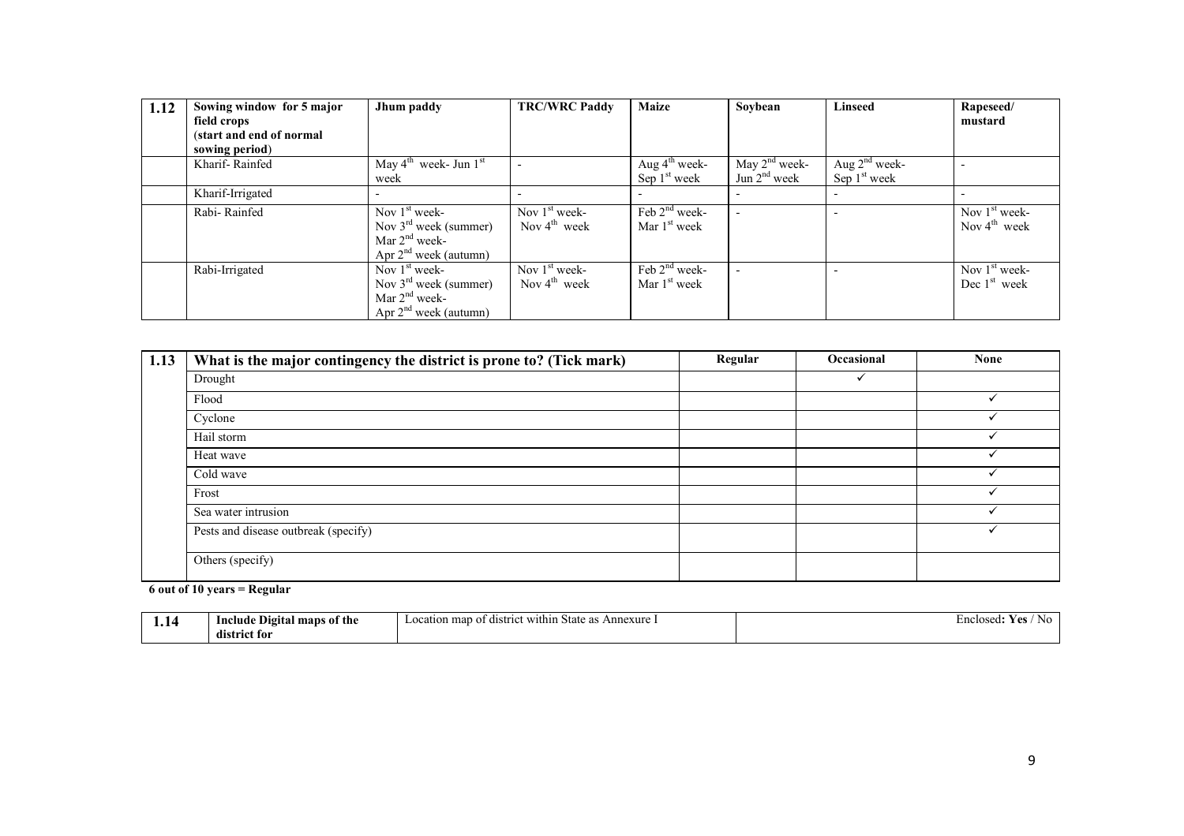| 1.12 | Sowing window for 5 major field crops (start and end of normal sowing period) | Jhum paddy | TRC/WRC Paddy | Maize | Soybean | Linseed | Rapeseed/ mustard |
|---|---|---|---|---|---|---|---|
| | Kharif- Rainfed | May 4th week- Jun 1st week | - | Aug 4th week- Sep 1st week | May 2nd week- Jun 2nd week | Aug 2nd week- Sep 1st week | - |
| | Kharif-Irrigated | - | - | - | - | - | - |
| | Rabi- Rainfed | Nov 1st week- Nov 3rd week (summer) Mar 2nd week- Apr 2nd week (autumn) | Nov 1st week- Nov 4th week | Feb 2nd week- Mar 1st week | - | - | Nov 1st week- Nov 4th week |
| | Rabi-Irrigated | Nov 1st week- Nov 3rd week (summer) Mar 2nd week- Apr 2nd week (autumn) | Nov 1st week- Nov 4th week | Feb 2nd week- Mar 1st week | - | - | Nov 1st week- Dec 1st week |

| 1.13 | What is the major contingency the district is prone to? (Tick mark) | Regular | Occasional | None |
|---|---|---|---|---|
| | Drought | | ✓ | |
| | Flood | | | ✓ |
| | Cyclone | | | ✓ |
| | Hail storm | | | ✓ |
| | Heat wave | | | ✓ |
| | Cold wave | | | ✓ |
| | Frost | | | ✓ |
| | Sea water intrusion | | | ✓ |
| | Pests and disease outbreak (specify) | | | ✓ |
| | Others (specify) | | | |

**6 out of 10 years = Regular**

| 1.14 | Include Digital maps of the district for | Location map of district within State as Annexure I | Enclosed**: Yes** / No |
|---|---|---|---|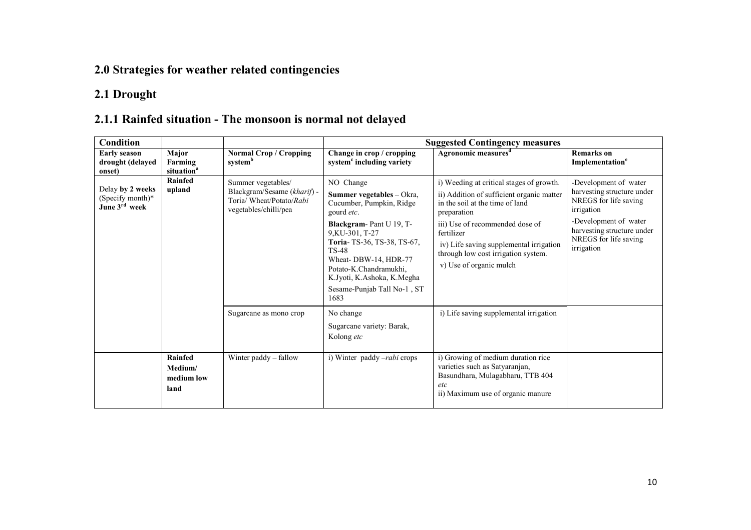## 2.0 Strategies for weather related contingencies

## 2.1 Drought

## 2.1.1 Rainfed situation - The monsoon is normal not delayed

| **Condition** | | | **Suggested Contingency measures** | | |
|---|---|---|---|---|---|
| **Early season drought (delayed onset)** | **Major Farming situation[a]** | **Normal Crop / Cropping system[b]** | **Change in crop / cropping system[c] including variety** | **Agronomic measures[d]** | **Remarks on Implementation[e]** |
| Delay **by 2 weeks** (Specify month)* **June 3rd week** | **Rainfed upland** | Summer vegetables/ Blackgram/Sesame (*kharif*) - Toria/ Wheat/Potato/*Rabi* vegetables/chilli/pea | NO Change<br>**Summer vegetables** – Okra, Cucumber, Pumpkin, Ridge gourd *etc*.<br>**Blackgram**- Pant U 19, T-9,KU-301, T-27<br>**Toria**- TS-36, TS-38, TS-67, TS-48<br>Wheat- DBW-14, HDR-77<br>Potato-K.Chandramukhi, K.Jyoti, K.Ashoka, K.Megha<br>Sesame-Punjab Tall No-1 , ST 1683 | i) Weeding at critical stages of growth.<br>ii) Addition of sufficient organic matter in the soil at the time of land preparation<br>iii) Use of recommended dose of fertilizer<br>iv) Life saving supplemental irrigation through low cost irrigation system.<br>v) Use of organic mulch | -Development of water harvesting structure under NREGS for life saving irrigation<br>-Development of water harvesting structure under NREGS for life saving irrigation |
| | | Sugarcane as mono crop | No change<br>Sugarcane variety: Barak, Kolong *etc* | i) Life saving supplemental irrigation | |
| | **Rainfed Medium/ medium low land** | Winter paddy – fallow | i) Winter paddy –*rabi* crops | i) Growing of medium duration rice varieties such as Satyaranjan, Basundhara, Mulagabharu, TTB 404 *etc*<br>ii) Maximum use of organic manure | |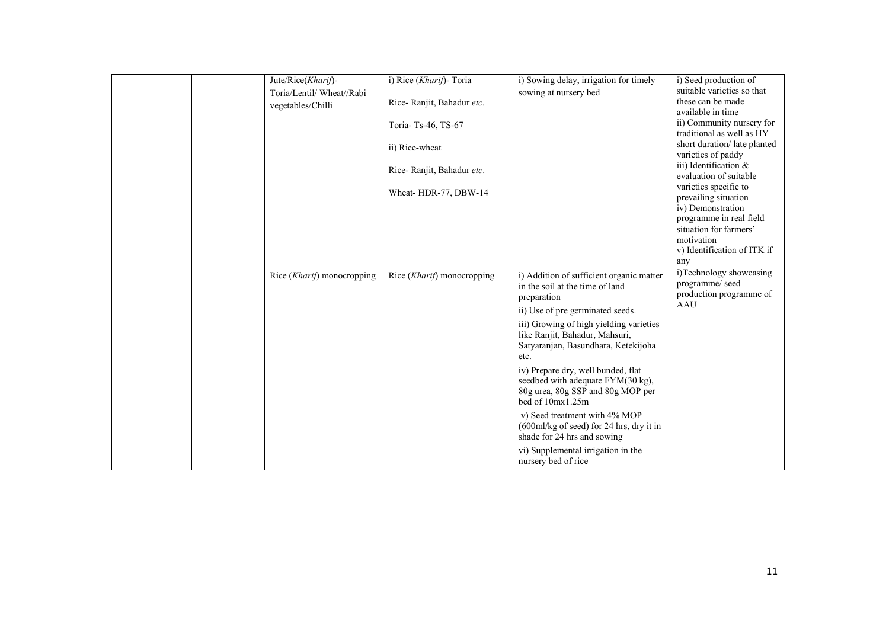| | | | | | |
|---|---|---|---|---|---|
| | | Jute/Rice(*Kharif*)-Toria/Lentil/ Wheat//Rabi vegetables/Chilli | i) Rice (*Kharif*)- Toria<br><br>Rice- Ranjit, Bahadur *etc.*<br><br>Toria- Ts-46, TS-67<br><br>ii) Rice-wheat<br><br>Rice- Ranjit, Bahadur *etc*.<br><br>Wheat- HDR-77, DBW-14 | i) Sowing delay, irrigation for timely sowing at nursery bed | i) Seed production of suitable varieties so that these can be made available in time<br>ii) Community nursery for traditional as well as HY short duration/ late planted varieties of paddy<br>iii) Identification & evaluation of suitable varieties specific to prevailing situation<br>iv) Demonstration programme in real field situation for farmers' motivation<br>v) Identification of ITK if any |
| | | Rice (*Kharif*) monocropping | Rice (*Kharif*) monocropping | i) Addition of sufficient organic matter in the soil at the time of land preparation<br>ii) Use of pre germinated seeds.<br>iii) Growing of high yielding varieties like Ranjit, Bahadur, Mahsuri, Satyaranjan, Basundhara, Ketekijoha etc.<br>iv) Prepare dry, well bunded, flat seedbed with adequate FYM(30 kg), 80g urea, 80g SSP and 80g MOP per bed of 10mx1.25m<br>v) Seed treatment with 4% MOP (600ml/kg of seed) for 24 hrs, dry it in shade for 24 hrs and sowing<br>vi) Supplemental irrigation in the nursery bed of rice | i)Technology showcasing programme/ seed production programme of AAU |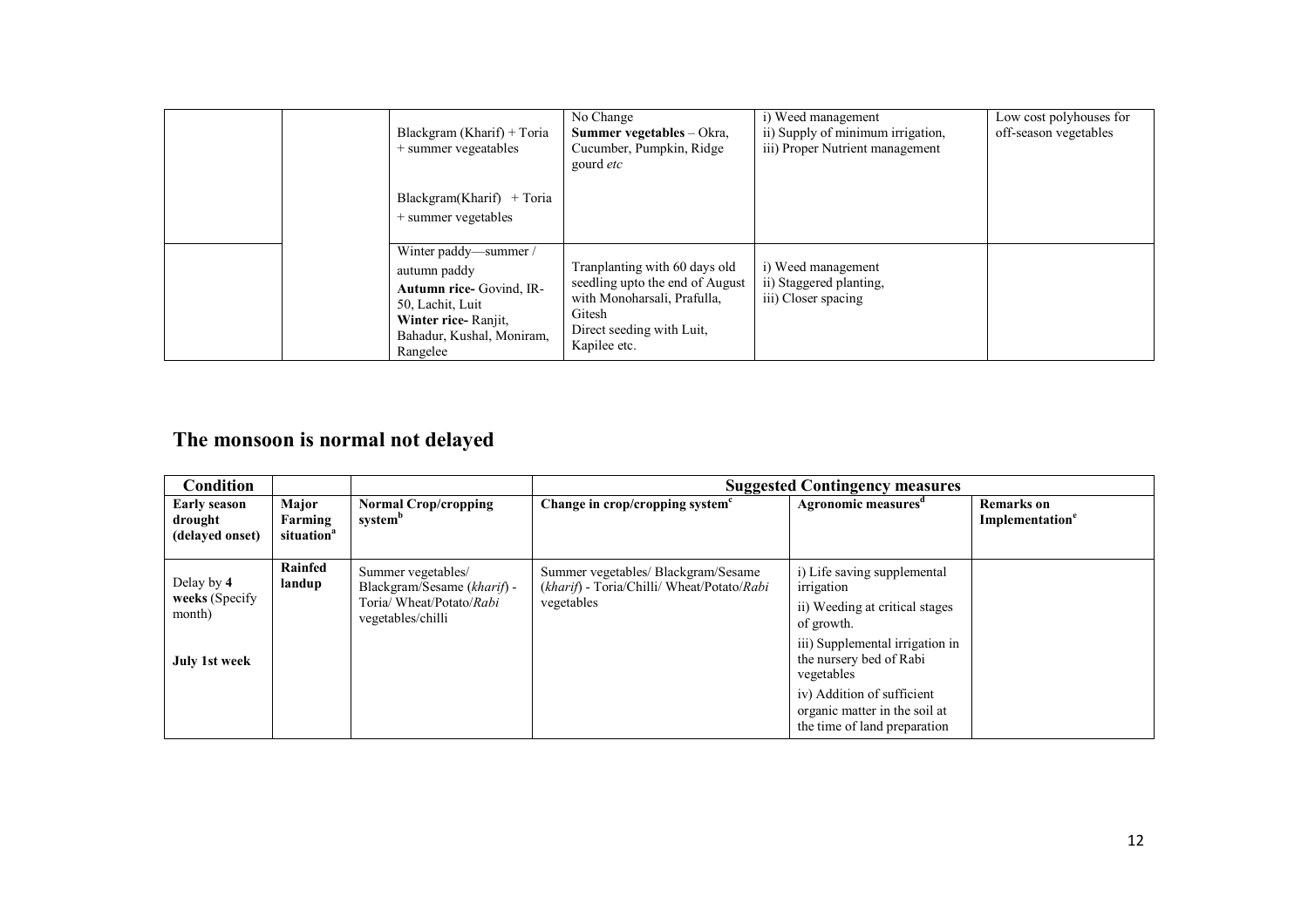| | | | | | |
|---|---|---|---|---|---|
| | | Blackgram (Kharif) + Toria + summer vegeatables<br><br>Blackgram(Kharif) + Toria + summer vegetables | No Change<br>**Summer vegetables** – Okra, Cucumber, Pumpkin, Ridge gourd *etc* | i) Weed management<br>ii) Supply of minimum irrigation,<br>iii) Proper Nutrient management | Low cost polyhouses for off-season vegetables |
| | | Winter paddy—summer / autumn paddy<br>**Autumn rice-** Govind, IR-50, Lachit, Luit<br>**Winter rice-** Ranjit, Bahadur, Kushal, Moniram, Rangelee | Tranplanting with 60 days old seedling upto the end of August with Monoharsali, Prafulla, Gitesh<br>Direct seeding with Luit, Kapilee etc. | i) Weed management<br>ii) Staggered planting,<br>iii) Closer spacing | |

## The monsoon is normal not delayed

| **Condition** | | | **Suggested Contingency measures** | | |
|---|---|---|---|---|---|
| **Early season drought (delayed onset)** | **Major Farming situation[a]** | **Normal Crop/cropping system[b]** | **Change in crop/cropping system[c]** | **Agronomic measures[d]** | **Remarks on Implementation[e]** |
| Delay by **4 weeks** (Specify month)<br><br>**July 1st week** | **Rainfed landup** | Summer vegetables/ Blackgram/Sesame (*kharif*) - Toria/ Wheat/Potato/*Rabi* vegetables/chilli | Summer vegetables/ Blackgram/Sesame (*kharif*) - Toria/Chilli/ Wheat/Potato/*Rabi* vegetables | i) Life saving supplemental irrigation<br>ii) Weeding at critical stages of growth.<br>iii) Supplemental irrigation in the nursery bed of Rabi vegetables<br>iv) Addition of sufficient organic matter in the soil at the time of land preparation | |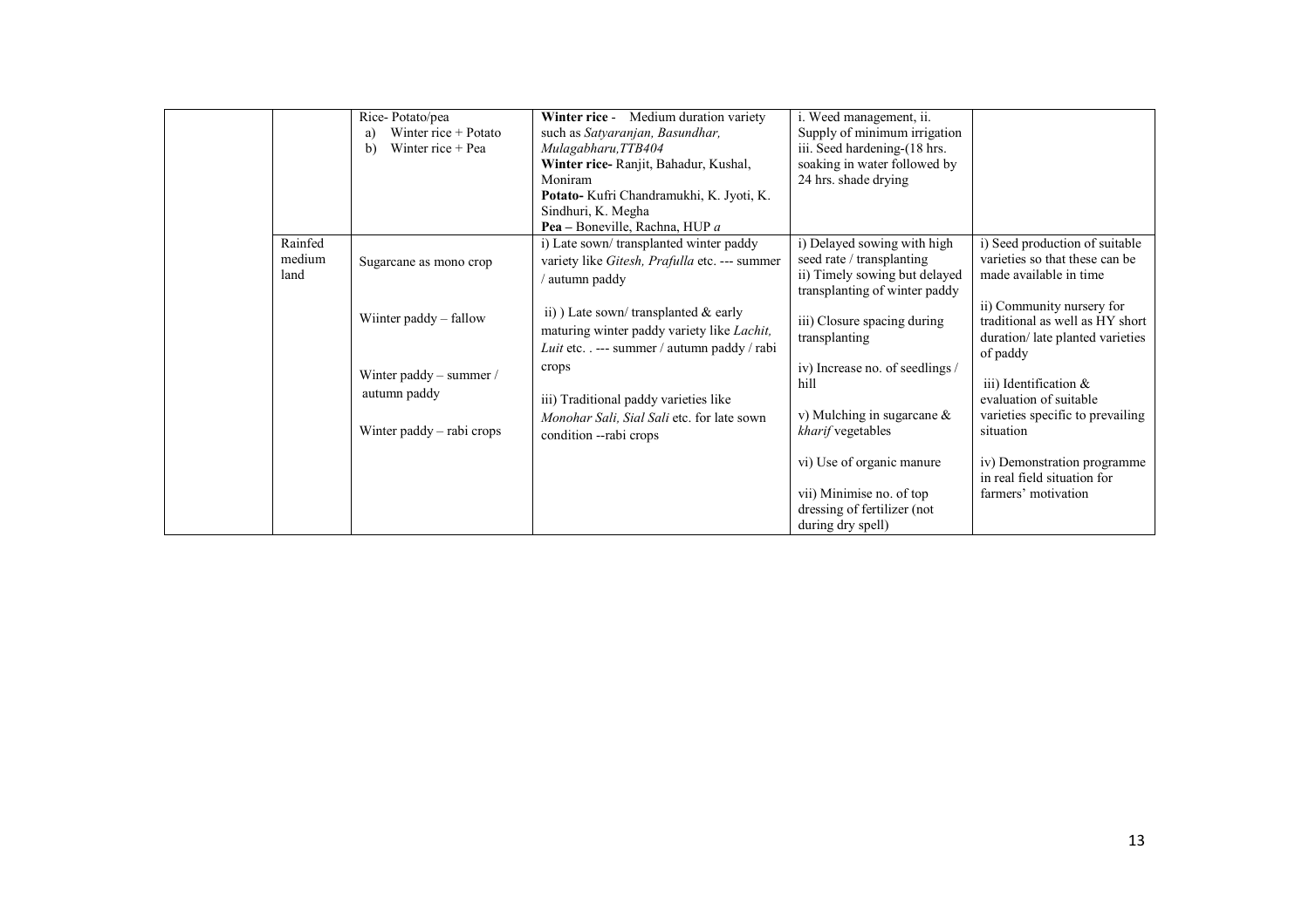| | | | | |
|---|---|---|---|---|
| | Rice- Potato/pea<br>a) Winter rice + Potato<br>b) Winter rice + Pea | **Winter rice** - Medium duration variety such as *Satyaranjan, Basundhar, Mulagabharu,TTB404*<br>**Winter rice-** Ranjit, Bahadur, Kushal, Moniram<br>**Potato-** Kufri Chandramukhi, K. Jyoti, K. Sindhuri, K. Megha<br>**Pea –** Boneville, Rachna, HUP *a* | i. Weed management, ii. Supply of minimum irrigation<br>iii. Seed hardening-(18 hrs. soaking in water followed by 24 hrs. shade drying | |
| Rainfed medium land | Sugarcane as mono crop<br><br>Wiinter paddy – fallow<br><br>Winter paddy – summer / autumn paddy<br><br>Winter paddy – rabi crops | i) Late sown/ transplanted winter paddy variety like *Gitesh, Prafulla* etc. --- summer / autumn paddy<br><br>ii) ) Late sown/ transplanted & early maturing winter paddy variety like *Lachit, Luit* etc. . --- summer / autumn paddy / rabi crops<br><br>iii) Traditional paddy varieties like *Monohar Sali, Sial Sali* etc. for late sown condition --rabi crops | i) Delayed sowing with high seed rate / transplanting<br>ii) Timely sowing but delayed transplanting of winter paddy<br><br>iii) Closure spacing during transplanting<br><br>iv) Increase no. of seedlings / hill<br><br>v) Mulching in sugarcane & *kharif* vegetables<br><br>vi) Use of organic manure<br><br>vii) Minimise no. of top dressing of fertilizer (not during dry spell) | i) Seed production of suitable varieties so that these can be made available in time<br><br>ii) Community nursery for traditional as well as HY short duration/ late planted varieties of paddy<br><br>iii) Identification & evaluation of suitable varieties specific to prevailing situation<br><br>iv) Demonstration programme in real field situation for farmers' motivation |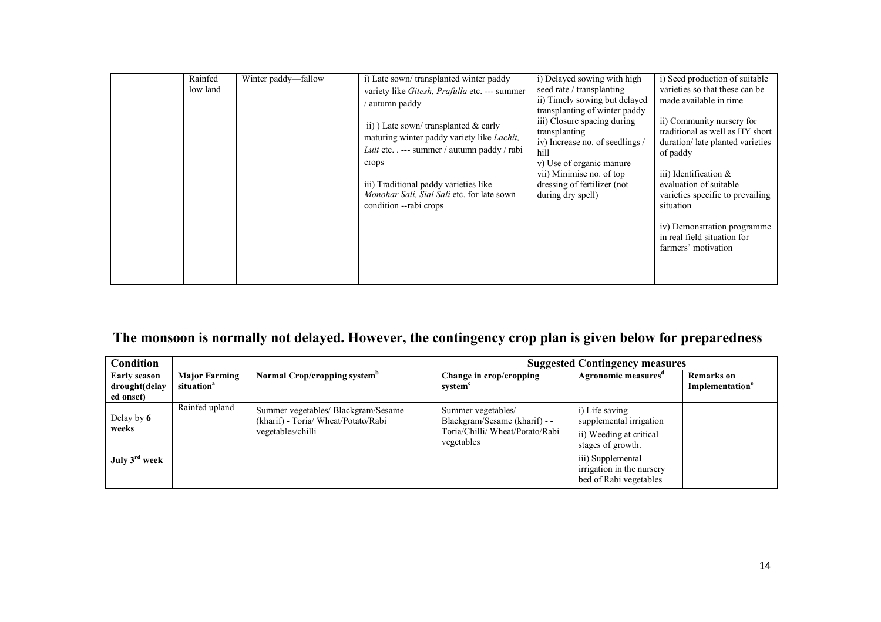| | | | | | |
|---|---|---|---|---|---|
| | Rainfed low land | Winter paddy—fallow | i) Late sown/ transplanted winter paddy variety like *Gitesh, Prafulla* etc. --- summer / autumn paddy<br><br>ii) ) Late sown/ transplanted & early maturing winter paddy variety like *Lachit, Luit* etc. . --- summer / autumn paddy / rabi crops<br><br>iii) Traditional paddy varieties like *Monohar Sali, Sial Sali* etc. for late sown condition --rabi crops | i) Delayed sowing with high seed rate / transplanting<br>ii) Timely sowing but delayed transplanting of winter paddy<br>iii) Closure spacing during transplanting<br>iv) Increase no. of seedlings / hill<br>v) Use of organic manure<br>vii) Minimise no. of top dressing of fertilizer (not during dry spell) | i) Seed production of suitable varieties so that these can be made available in time<br><br>ii) Community nursery for traditional as well as HY short duration/ late planted varieties of paddy<br><br>iii) Identification & evaluation of suitable varieties specific to prevailing situation<br><br>iv) Demonstration programme in real field situation for farmers' motivation |

## The monsoon is normally not delayed. However, the contingency crop plan is given below for preparedness

| Condition | | | Suggested Contingency measures | | |
|---|---|---|---|---|---|
| **Early season drought(delayed onset)** | **Major Farming situation**[a] | **Normal Crop/cropping system**[b] | **Change in crop/cropping system**[c] | **Agronomic measures**[d] | **Remarks on Implementation**[e] |
| Delay by **6 weeks**<br><br>**July 3rd week** | Rainfed upland | Summer vegetables/ Blackgram/Sesame (kharif) - Toria/ Wheat/Potato/Rabi vegetables/chilli | Summer vegetables/ Blackgram/Sesame (kharif) - - Toria/Chilli/ Wheat/Potato/Rabi vegetables | i) Life saving supplemental irrigation<br>ii) Weeding at critical stages of growth.<br>iii) Supplemental irrigation in the nursery bed of Rabi vegetables | |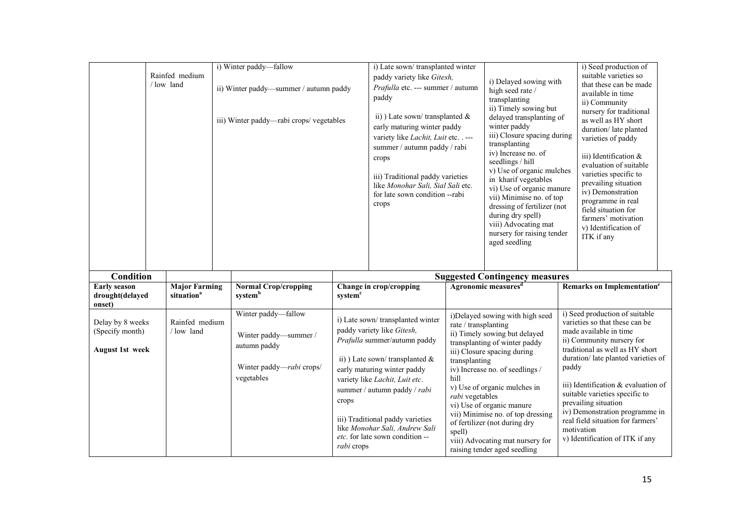| | Rainfed medium / low land | i) Winter paddy—fallow<br><br>ii) Winter paddy—summer / autumn paddy<br><br>iii) Winter paddy—rabi crops/ vegetables | i) Late sown/ transplanted winter paddy variety like *Gitesh, Prafulla* etc. --- summer / autumn paddy<br><br>ii) ) Late sown/ transplanted & early maturing winter paddy variety like *Lachit, Luit* etc. . --- summer / autumn paddy / rabi crops<br><br>iii) Traditional paddy varieties like *Monohar Sali, Sial Sali* etc. for late sown condition --rabi crops | i) Delayed sowing with high seed rate / transplanting<br>ii) Timely sowing but delayed transplanting of winter paddy<br>iii) Closure spacing during transplanting<br>iv) Increase no. of seedlings / hill<br>v) Use of organic mulches in kharif vegetables<br>vi) Use of organic manure<br>vii) Minimise no. of top dressing of fertilizer (not during dry spell)<br>viii) Advocating mat nursery for raising tender aged seedling | i) Seed production of suitable varieties so that these can be made available in time<br>ii) Community nursery for traditional as well as HY short duration/ late planted varieties of paddy<br><br>iii) Identification & evaluation of suitable varieties specific to prevailing situation<br>iv) Demonstration programme in real field situation for farmers' motivation<br>v) Identification of ITK if any |
|---|---|---|---|---|---|

| Condition | | | Suggested Contingency measures | | |
|---|---|---|---|---|---|
| **Early season drought(delayed onset)** | **Major Farming situation[a]** | **Normal Crop/cropping system[b]** | **Change in crop/cropping system[c]** | **Agronomic measures[d]** | **Remarks on Implementation[e]** |
| Delay by 8 weeks (Specify month)<br><br>**August 1st week** | Rainfed medium / low land | Winter paddy—fallow<br><br>Winter paddy—summer / autumn paddy<br><br>Winter paddy—*rabi* crops/ vegetables | i) Late sown/ transplanted winter paddy variety like *Gitesh, Prafulla* summer/autumn paddy<br><br>ii) ) Late sown/ transplanted & early maturing winter paddy variety like *Lachit, Luit etc*. summer / autumn paddy / *rabi* crops<br><br>iii) Traditional paddy varieties like *Monohar Sali, Andrew Sali etc*. for late sown condition -- *rabi* crops | i)Delayed sowing with high seed rate / transplanting<br>ii) Timely sowing but delayed transplanting of winter paddy<br>iii) Closure spacing during transplanting<br>iv) Increase no. of seedlings / hill<br>v) Use of organic mulches in *rabi* vegetables<br>vi) Use of organic manure<br>vii) Minimise no. of top dressing of fertilizer (not during dry spell)<br>viii) Advocating mat nursery for raising tender aged seedling | i) Seed production of suitable varieties so that these can be made available in time<br>ii) Community nursery for traditional as well as HY short duration/ late planted varieties of paddy<br><br>iii) Identification & evaluation of suitable varieties specific to prevailing situation<br>iv) Demonstration programme in real field situation for farmers' motivation<br>v) Identification of ITK if any |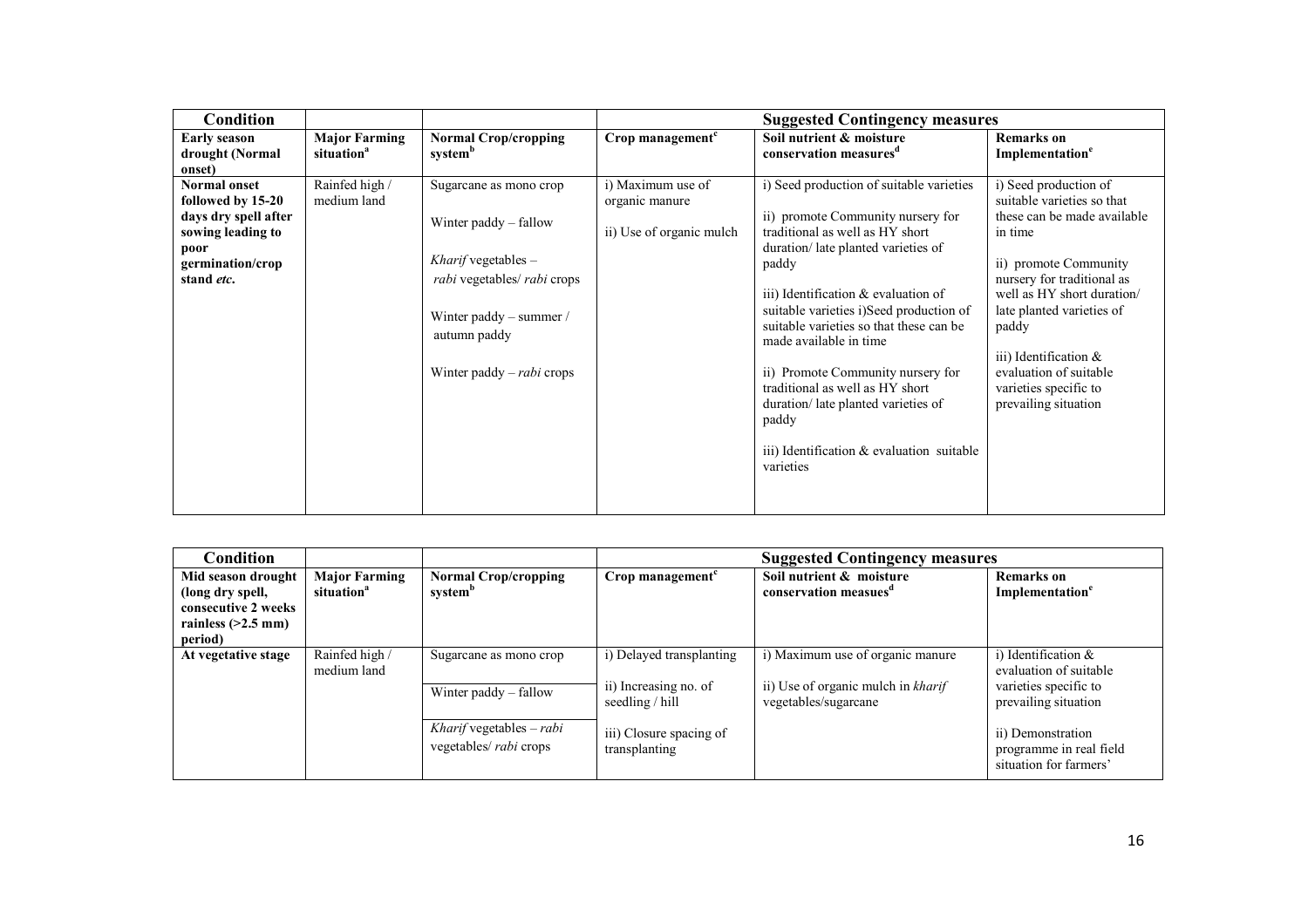| Condition | | | Suggested Contingency measures | | |
|---|---|---|---|---|---|
| **Early season drought (Normal onset)** | **Major Farming situation[a]** | **Normal Crop/cropping system[b]** | **Crop management[c]** | **Soil nutrient & moisture conservation measures[d]** | **Remarks on Implementation[e]** |
| **Normal onset followed by 15-20 days dry spell after sowing leading to poor germination/crop stand *etc.*** | Rainfed high / medium land | Sugarcane as mono crop<br><br>Winter paddy – fallow<br><br>*Kharif* vegetables – *rabi* vegetables/ *rabi* crops<br><br>Winter paddy – summer / autumn paddy<br><br>Winter paddy – *rabi* crops | i) Maximum use of organic manure<br><br>ii) Use of organic mulch | i) Seed production of suitable varieties<br><br>ii) promote Community nursery for traditional as well as HY short duration/ late planted varieties of paddy<br><br>iii) Identification & evaluation of suitable varieties i)Seed production of suitable varieties so that these can be made available in time<br><br>ii) Promote Community nursery for traditional as well as HY short duration/ late planted varieties of paddy<br><br>iii) Identification & evaluation suitable varieties | i) Seed production of suitable varieties so that these can be made available in time<br><br>ii) promote Community nursery for traditional as well as HY short duration/ late planted varieties of paddy<br><br>iii) Identification & evaluation of suitable varieties specific to prevailing situation |

| Condition | | | Suggested Contingency measures | | |
|---|---|---|---|---|---|
| **Mid season drought (long dry spell, consecutive 2 weeks rainless (>2.5 mm) period)** | **Major Farming situation[a]** | **Normal Crop/cropping system[b]** | **Crop management[c]** | **Soil nutrient & moisture conservation measues[d]** | **Remarks on Implementation[e]** |
| **At vegetative stage** | Rainfed high / medium land | Sugarcane as mono crop<br><br>Winter paddy – fallow<br><br>*Kharif* vegetables – *rabi* vegetables/ *rabi* crops | i) Delayed transplanting<br><br>ii) Increasing no. of seedling / hill<br><br>iii) Closure spacing of transplanting | i) Maximum use of organic manure<br><br>ii) Use of organic mulch in *kharif* vegetables/sugarcane | i) Identification & evaluation of suitable varieties specific to prevailing situation<br><br>ii) Demonstration programme in real field situation for farmers' |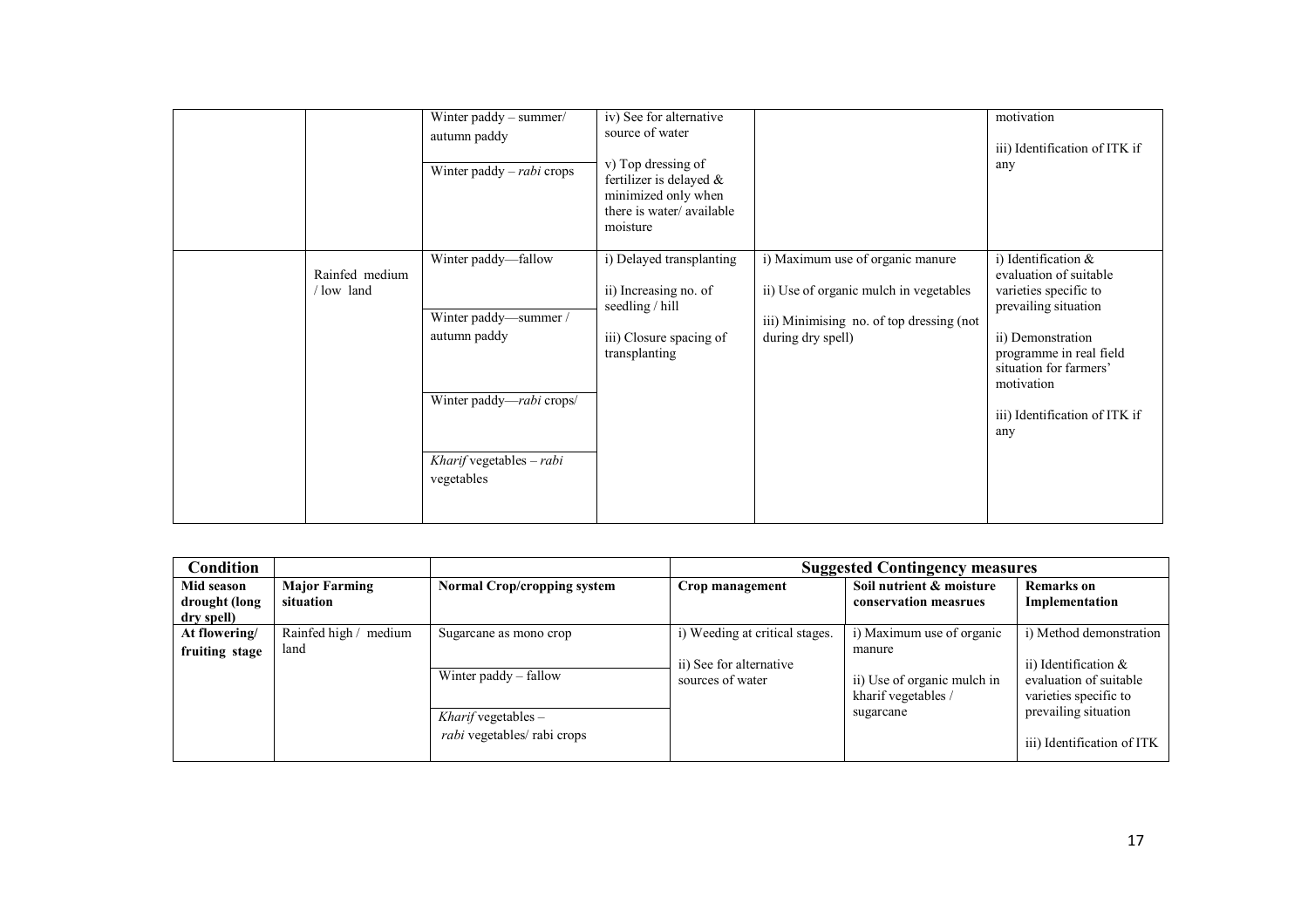| | | | | | |
|---|---|---|---|---|---|
| | | Winter paddy – summer/ autumn paddy<br><br>Winter paddy – *rabi* crops | iv) See for alternative source of water<br><br>v) Top dressing of fertilizer is delayed & minimized only when there is water/ available moisture | | motivation<br><br>iii) Identification of ITK if any |
| | Rainfed medium / low land | Winter paddy—fallow<br><br>Winter paddy—summer / autumn paddy<br><br>Winter paddy—*rabi* crops/<br><br>*Kharif* vegetables – *rabi* vegetables | i) Delayed transplanting<br><br>ii) Increasing no. of seedling / hill<br><br>iii) Closure spacing of transplanting | i) Maximum use of organic manure<br><br>ii) Use of organic mulch in vegetables<br><br>iii) Minimising no. of top dressing (not during dry spell) | i) Identification & evaluation of suitable varieties specific to prevailing situation<br><br>ii) Demonstration programme in real field situation for farmers' motivation<br><br>iii) Identification of ITK if any |

| Condition | | | Suggested Contingency measures | | |
|---|---|---|---|---|---|
| **Mid season drought (long dry spell)** | **Major Farming situation** | **Normal Crop/cropping system** | **Crop management** | **Soil nutrient & moisture conservation measrues** | **Remarks on Implementation** |
| **At flowering/ fruiting stage** | Rainfed high / medium land | Sugarcane as mono crop<br><br>Winter paddy – fallow<br><br>*Kharif* vegetables – *rabi* vegetables/ rabi crops | i) Weeding at critical stages.<br><br>ii) See for alternative sources of water | i) Maximum use of organic manure<br><br>ii) Use of organic mulch in kharif vegetables / sugarcane | i) Method demonstration<br><br>ii) Identification & evaluation of suitable varieties specific to prevailing situation<br><br>iii) Identification of ITK |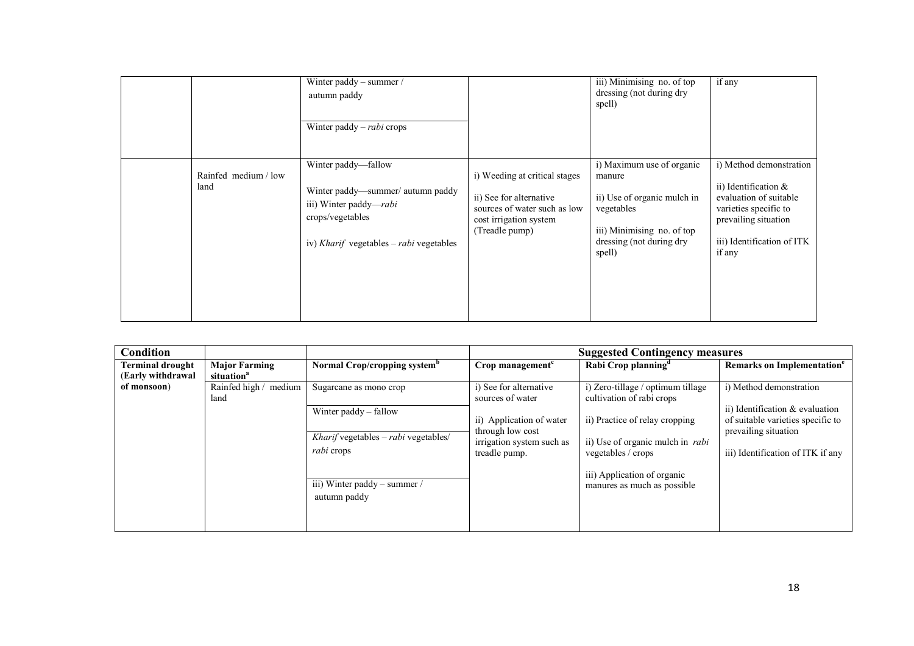| | | | | | |
|---|---|---|---|---|---|
| | | Winter paddy – summer / autumn paddy | | iii) Minimising no. of top dressing (not during dry spell) | if any |
| | | Winter paddy – *rabi* crops | | | |
| | Rainfed medium / low land | Winter paddy—fallow<br><br>Winter paddy—summer/ autumn paddy<br>iii) Winter paddy—*rabi* crops/vegetables<br><br>iv) *Kharif* vegetables – *rabi* vegetables | i) Weeding at critical stages<br><br>ii) See for alternative sources of water such as low cost irrigation system (Treadle pump) | i) Maximum use of organic manure<br><br>ii) Use of organic mulch in vegetables<br><br>iii) Minimising no. of top dressing (not during dry spell) | i) Method demonstration<br><br>ii) Identification & evaluation of suitable varieties specific to prevailing situation<br><br>iii) Identification of ITK if any |

| Condition | | | Suggested Contingency measures | | |
|---|---|---|---|---|---|
| **Terminal drought (Early withdrawal of monsoon)** | **Major Farming situation**[a] | **Normal Crop/cropping system**[b] | **Crop management**[c] | **Rabi Crop planning**[d] | **Remarks on Implementation**[e] |
| | Rainfed high / medium land | Sugarcane as mono crop<br><br>Winter paddy – fallow<br><br>*Kharif* vegetables – *rabi* vegetables/ *rabi* crops<br><br>iii) Winter paddy – summer / autumn paddy | i) See for alternative sources of water<br><br>ii) Application of water through low cost irrigation system such as treadle pump. | i) Zero-tillage / optimum tillage cultivation of rabi crops<br><br>ii) Practice of relay cropping<br><br>ii) Use of organic mulch in *rabi* vegetables / crops<br><br>iii) Application of organic manures as much as possible | i) Method demonstration<br><br>ii) Identification & evaluation of suitable varieties specific to prevailing situation<br><br>iii) Identification of ITK if any |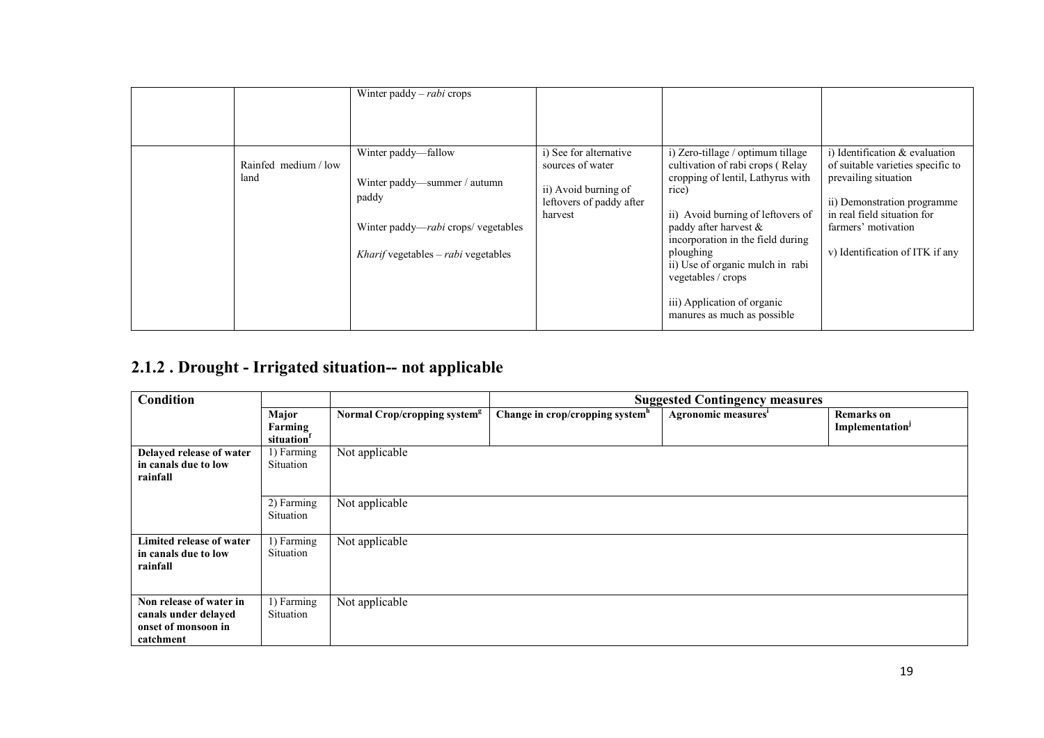| | | | | | |
|---|---|---|---|---|---|
| | | Winter paddy – *rabi* crops | | | |
| | Rainfed medium / low land | Winter paddy—fallow<br><br>Winter paddy—summer / autumn paddy<br><br>Winter paddy—*rabi* crops/ vegetables<br><br>*Kharif* vegetables – *rabi* vegetables | i) See for alternative sources of water<br><br>ii) Avoid burning of leftovers of paddy after harvest | i) Zero-tillage / optimum tillage cultivation of rabi crops ( Relay cropping of lentil, Lathyrus with rice)<br><br>ii) Avoid burning of leftovers of paddy after harvest & incorporation in the field during ploughing<br>ii) Use of organic mulch in rabi vegetables / crops<br><br>iii) Application of organic manures as much as possible | i) Identification & evaluation of suitable varieties specific to prevailing situation<br><br>ii) Demonstration programme in real field situation for farmers' motivation<br><br>v) Identification of ITK if any |

## 2.1.2 . Drought - Irrigated situation-- not applicable

| Condition | | | Suggested Contingency measures | | |
|---|---|---|---|---|---|
| | Major Farming situation[f] | Normal Crop/cropping system[g] | Change in crop/cropping system[h] | Agronomic measures[i] | Remarks on Implementation[j] |
| **Delayed release of water in canals due to low rainfall** | 1) Farming Situation | Not applicable | | | |
| | 2) Farming Situation | Not applicable | | | |
| **Limited release of water in canals due to low rainfall** | 1) Farming Situation | Not applicable | | | |
| **Non release of water in canals under delayed onset of monsoon in catchment** | 1) Farming Situation | Not applicable | | | |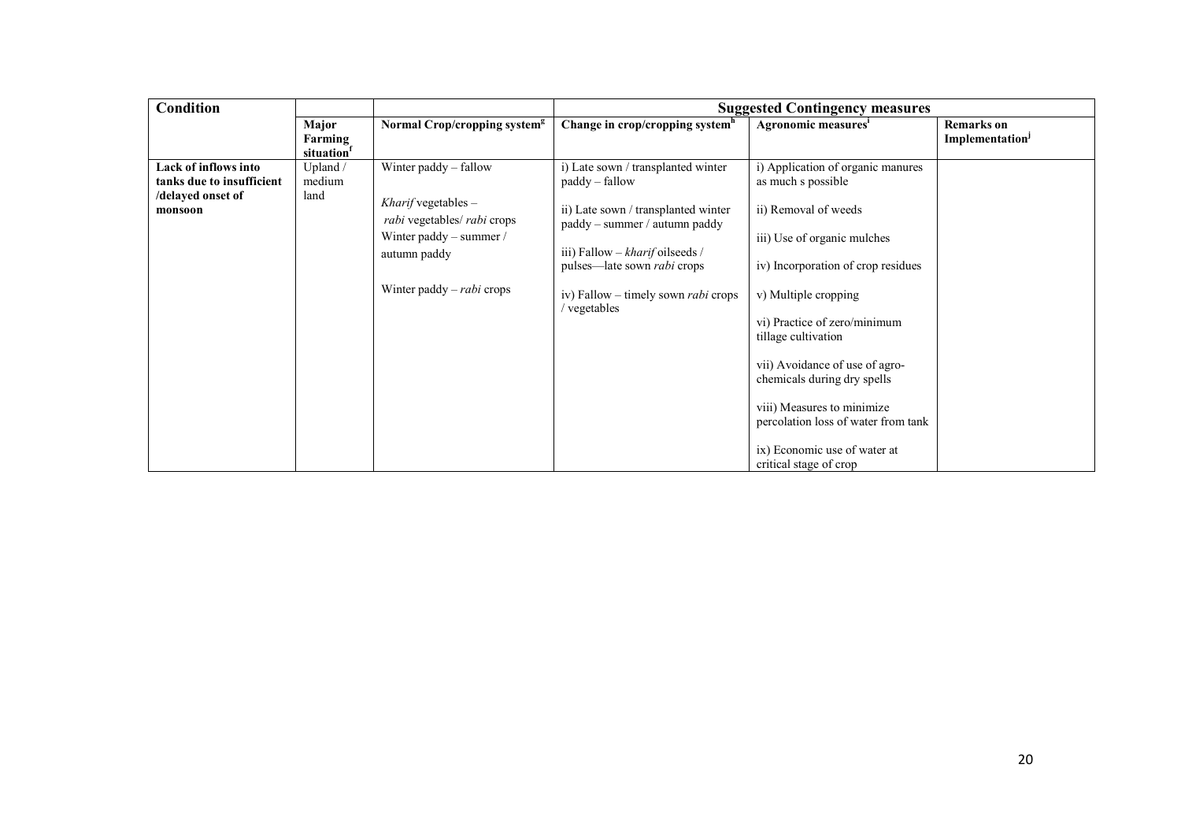| Condition | Major Farming situation[f] | Normal Crop/cropping system[g] | Suggested Contingency measures | | |
|---|---|---|---|---|---|
| | | | Change in crop/cropping system[h] | Agronomic measures[i] | Remarks on Implementation[j] |
| **Lack of inflows into tanks due to insufficient /delayed onset of monsoon** | Upland / medium land | Winter paddy – fallow<br><br>*Kharif* vegetables – *rabi* vegetables/ *rabi* crops<br><br>Winter paddy – summer / autumn paddy<br><br>Winter paddy – *rabi* crops | i) Late sown / transplanted winter paddy – fallow<br><br>ii) Late sown / transplanted winter paddy – summer / autumn paddy<br><br>iii) Fallow – *kharif* oilseeds / pulses—late sown *rabi* crops<br><br>iv) Fallow – timely sown *rabi* crops / vegetables | i) Application of organic manures as much s possible<br><br>ii) Removal of weeds<br><br>iii) Use of organic mulches<br><br>iv) Incorporation of crop residues<br><br>v) Multiple cropping<br><br>vi) Practice of zero/minimum tillage cultivation<br><br>vii) Avoidance of use of agro-chemicals during dry spells<br><br>viii) Measures to minimize percolation loss of water from tank<br><br>ix) Economic use of water at critical stage of crop | |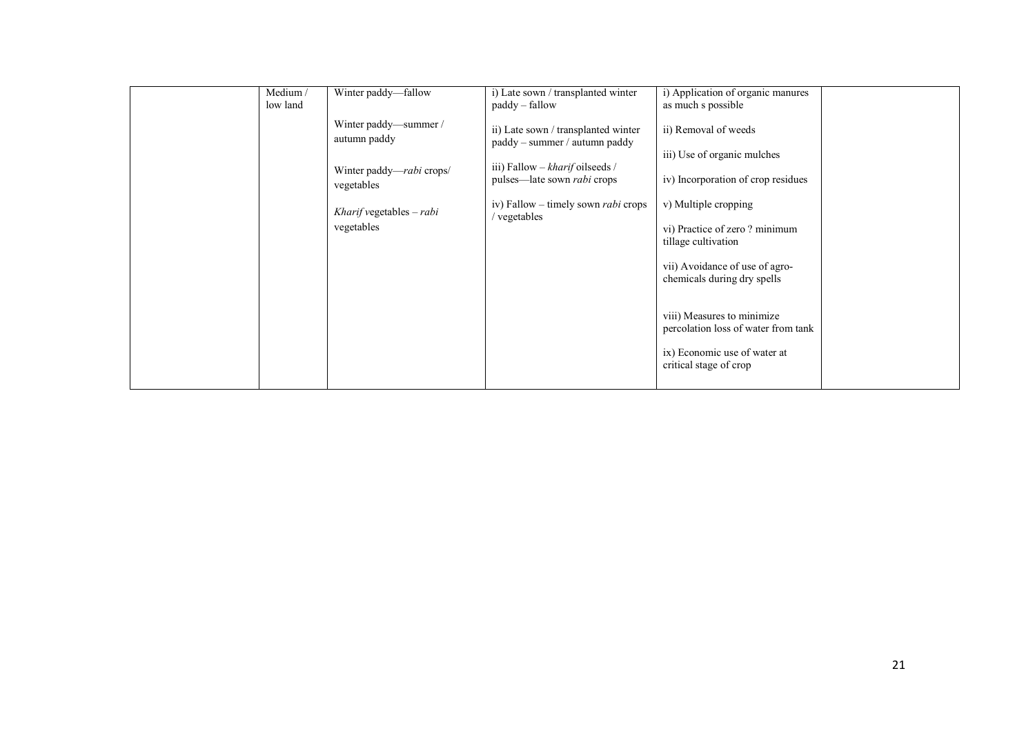| | | | | | |
|---|---|---|---|---|---|
| | Medium / low land | Winter paddy—fallow<br><br>Winter paddy—summer / autumn paddy<br><br>Winter paddy—*rabi* crops/ vegetables<br><br>*Kharif* vegetables – *rabi* vegetables | i) Late sown / transplanted winter paddy – fallow<br><br>ii) Late sown / transplanted winter paddy – summer / autumn paddy<br><br>iii) Fallow – *kharif* oilseeds / pulses—late sown *rabi* crops<br><br>iv) Fallow – timely sown *rabi* crops / vegetables | i) Application of organic manures as much s possible<br><br>ii) Removal of weeds<br><br>iii) Use of organic mulches<br><br>iv) Incorporation of crop residues<br><br>v) Multiple cropping<br><br>vi) Practice of zero ? minimum tillage cultivation<br><br>vii) Avoidance of use of agro-chemicals during dry spells<br><br>viii) Measures to minimize percolation loss of water from tank<br><br>ix) Economic use of water at critical stage of crop | |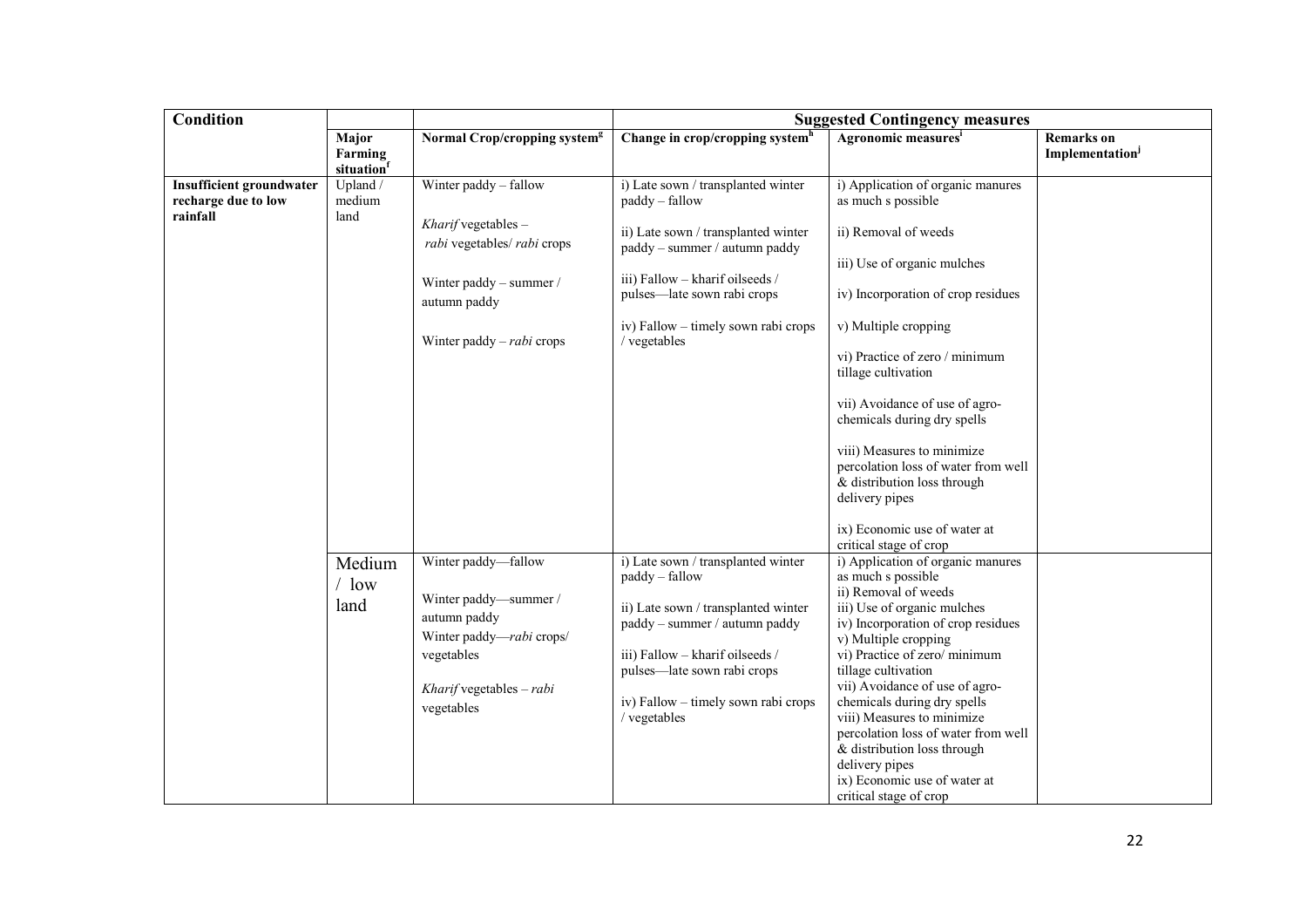| Condition | | | Suggested Contingency measures | | |
|---|---|---|---|---|---|
| | Major Farming situation[f] | Normal Crop/cropping system[g] | Change in crop/cropping system[h] | Agronomic measures[i] | Remarks on Implementation[j] |
| **Insufficient groundwater recharge due to low rainfall** | Upland / medium land | Winter paddy – fallow<br><br>*Kharif* vegetables – *rabi* vegetables/ *rabi* crops<br><br>Winter paddy – summer / autumn paddy<br><br>Winter paddy – *rabi* crops | i) Late sown / transplanted winter paddy – fallow<br><br>ii) Late sown / transplanted winter paddy – summer / autumn paddy<br><br>iii) Fallow – kharif oilseeds / pulses—late sown rabi crops<br><br>iv) Fallow – timely sown rabi crops / vegetables | i) Application of organic manures as much s possible<br><br>ii) Removal of weeds<br><br>iii) Use of organic mulches<br><br>iv) Incorporation of crop residues<br><br>v) Multiple cropping<br><br>vi) Practice of zero / minimum tillage cultivation<br><br>vii) Avoidance of use of agro-chemicals during dry spells<br><br>viii) Measures to minimize percolation loss of water from well & distribution loss through delivery pipes<br><br>ix) Economic use of water at critical stage of crop | |
| | Medium / low land | Winter paddy—fallow<br><br>Winter paddy—summer / autumn paddy<br>Winter paddy—*rabi* crops/ vegetables<br><br>*Kharif* vegetables – *rabi* vegetables | i) Late sown / transplanted winter paddy – fallow<br><br>ii) Late sown / transplanted winter paddy – summer / autumn paddy<br><br>iii) Fallow – kharif oilseeds / pulses—late sown rabi crops<br><br>iv) Fallow – timely sown rabi crops / vegetables | i) Application of organic manures as much s possible<br>ii) Removal of weeds<br>iii) Use of organic mulches<br>iv) Incorporation of crop residues<br>v) Multiple cropping<br>vi) Practice of zero/ minimum tillage cultivation<br>vii) Avoidance of use of agro-chemicals during dry spells<br>viii) Measures to minimize percolation loss of water from well & distribution loss through delivery pipes<br>ix) Economic use of water at critical stage of crop | |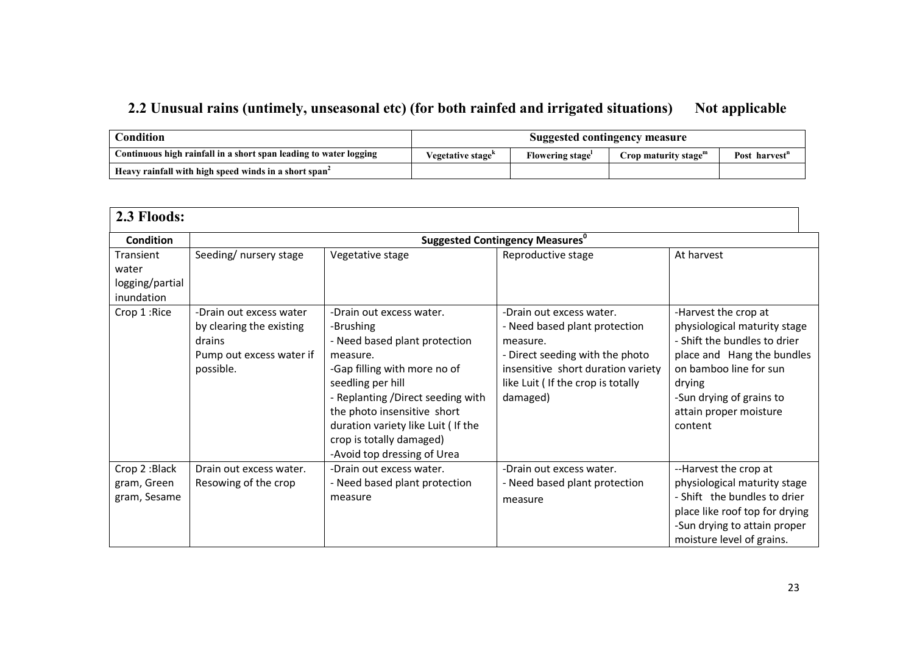## 2.2 Unusual rains (untimely, unseasonal etc) (for both rainfed and irrigated situations) Not applicable

| Condition | Suggested contingency measure | | | |
|---|---|---|---|---|
| Continuous high rainfall in a short span leading to water logging | Vegetative stage[k] | Flowering stage[l] | Crop maturity stage[m] | Post harvest[n] |
| Heavy rainfall with high speed winds in a short span[2] | | | | |

## 2.3 Floods:

| Condition | Suggested Contingency Measures[o] | | | |
|---|---|---|---|---|
| Transient water logging/partial inundation | Seeding/ nursery stage | Vegetative stage | Reproductive stage | At harvest |
| Crop 1 :Rice | -Drain out excess water by clearing the existing drains<br>Pump out excess water if possible. | -Drain out excess water.<br>-Brushing<br>- Need based plant protection measure.<br>-Gap filling with more no of seedling per hill<br>- Replanting /Direct seeding with the photo insensitive short duration variety like Luit ( If the crop is totally damaged)<br>-Avoid top dressing of Urea | -Drain out excess water.<br>- Need based plant protection measure.<br>- Direct seeding with the photo insensitive short duration variety like Luit ( If the crop is totally damaged) | -Harvest the crop at physiological maturity stage<br>- Shift the bundles to drier place and Hang the bundles on bamboo line for sun drying<br>-Sun drying of grains to attain proper moisture content |
| Crop 2 :Black gram, Green gram, Sesame | Drain out excess water.<br>Resowing of the crop | -Drain out excess water.<br>- Need based plant protection measure | -Drain out excess water.<br>- Need based plant protection measure | --Harvest the crop at physiological maturity stage<br>- Shift the bundles to drier place like roof top for drying<br>-Sun drying to attain proper moisture level of grains. |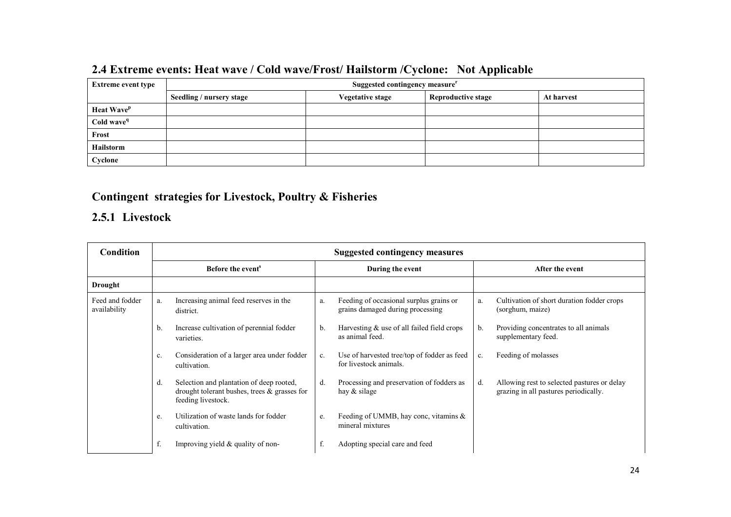## 2.4 Extreme events: Heat wave / Cold wave/Frost/ Hailstorm /Cyclone: Not Applicable

| Extreme event type | Suggested contingency measure[r] | | | |
|---|---|---|---|---|
| | Seedling / nursery stage | Vegetative stage | Reproductive stage | At harvest |
| Heat Wave[p] | | | | |
| Cold wave[q] | | | | |
| Frost | | | | |
| Hailstorm | | | | |
| Cyclone | | | | |

## Contingent strategies for Livestock, Poultry & Fisheries

### 2.5.1 Livestock

| Condition | Suggested contingency measures | | |
|---|---|---|---|
| | Before the event[s] | During the event | After the event |
| **Drought** | | | |
| Feed and fodder availability | a. Increasing animal feed reserves in the district. | a. Feeding of occasional surplus grains or grains damaged during processing | a. Cultivation of short duration fodder crops (sorghum, maize) |
| | b. Increase cultivation of perennial fodder varieties. | b. Harvesting & use of all failed field crops as animal feed. | b. Providing concentrates to all animals supplementary feed. |
| | c. Consideration of a larger area under fodder cultivation. | c. Use of harvested tree/top of fodder as feed for livestock animals. | c. Feeding of molasses |
| | d. Selection and plantation of deep rooted, drought tolerant bushes, trees & grasses for feeding livestock. | d. Processing and preservation of fodders as hay & silage | d. Allowing rest to selected pastures or delay grazing in all pastures periodically. |
| | e. Utilization of waste lands for fodder cultivation. | e. Feeding of UMMB, hay conc, vitamins & mineral mixtures | |
| | f. Improving yield & quality of non- | f. Adopting special care and feed | |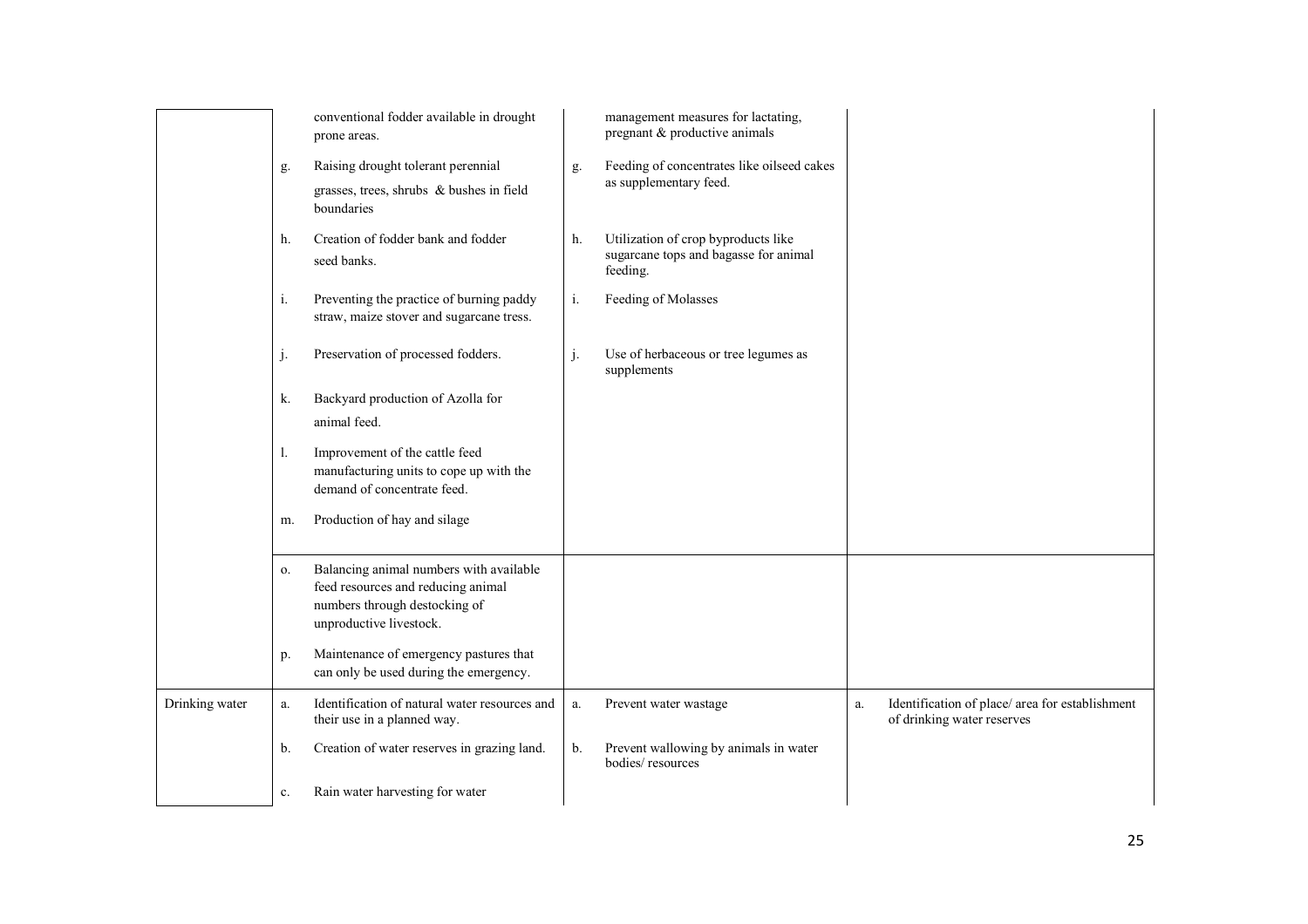| | | | |
|---|---|---|---|
| | conventional fodder available in drought prone areas.<br>g. Raising drought tolerant perennial grasses, trees, shrubs & bushes in field boundaries<br>h. Creation of fodder bank and fodder seed banks.<br>i. Preventing the practice of burning paddy straw, maize stover and sugarcane tress.<br>j. Preservation of processed fodders.<br>k. Backyard production of Azolla for animal feed.<br>l. Improvement of the cattle feed manufacturing units to cope up with the demand of concentrate feed.<br>m. Production of hay and silage | management measures for lactating, pregnant & productive animals<br>g. Feeding of concentrates like oilseed cakes as supplementary feed.<br>h. Utilization of crop byproducts like sugarcane tops and bagasse for animal feeding.<br>i. Feeding of Molasses<br>j. Use of herbaceous or tree legumes as supplements | |
| | o. Balancing animal numbers with available feed resources and reducing animal numbers through destocking of unproductive livestock.<br>p. Maintenance of emergency pastures that can only be used during the emergency. | | |
| Drinking water | a. Identification of natural water resources and their use in a planned way.<br>b. Creation of water reserves in grazing land.<br>c. Rain water harvesting for water | a. Prevent water wastage<br>b. Prevent wallowing by animals in water bodies/ resources | a. Identification of place/ area for establishment of drinking water reserves |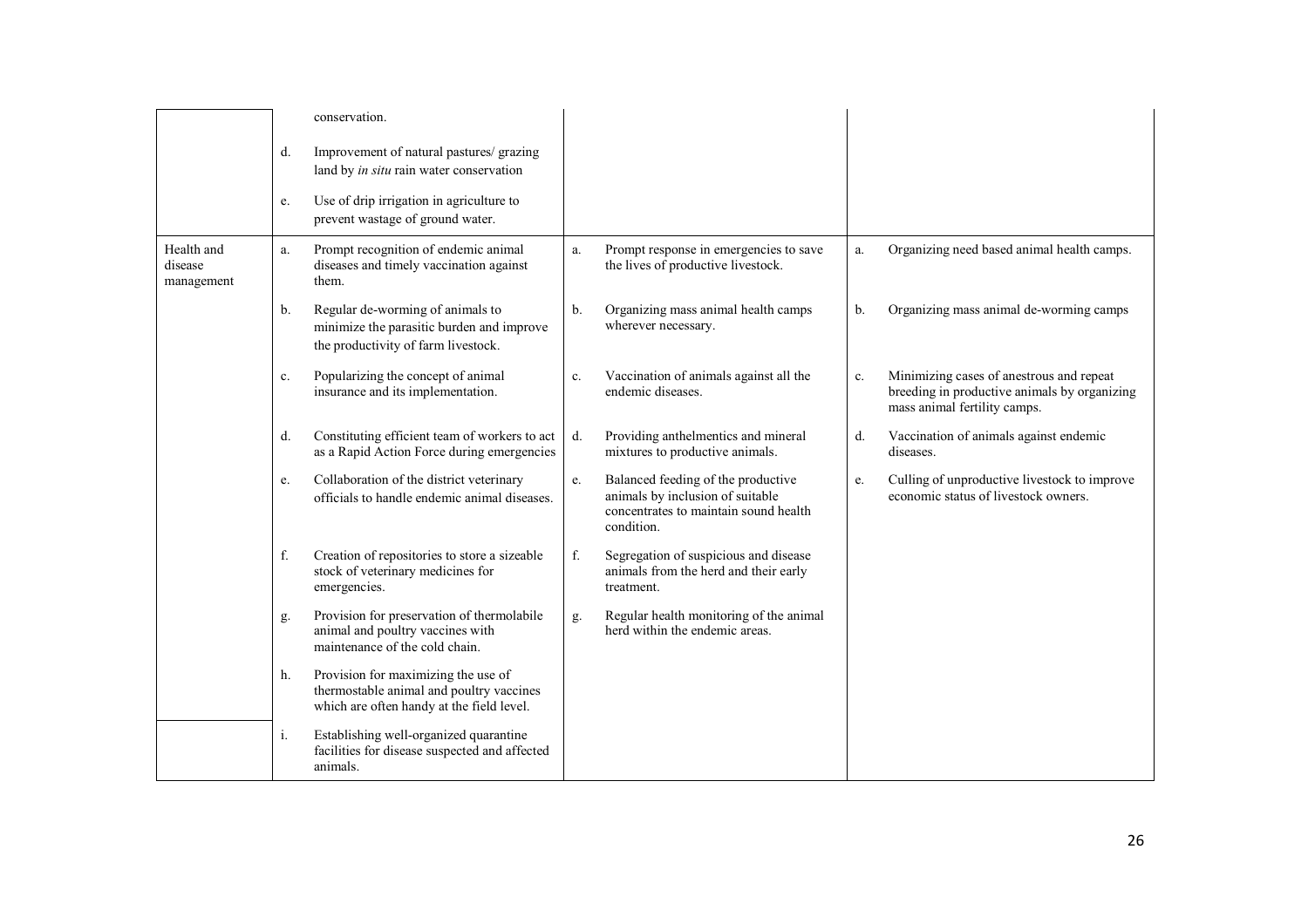| | | | |
|---|---|---|---|
| | conservation.<br><br>d. Improvement of natural pastures/ grazing land by *in situ* rain water conservation<br><br>e. Use of drip irrigation in agriculture to prevent wastage of ground water. | | |
| Health and disease management | a. Prompt recognition of endemic animal diseases and timely vaccination against them.<br><br>b. Regular de-worming of animals to minimize the parasitic burden and improve the productivity of farm livestock.<br><br>c. Popularizing the concept of animal insurance and its implementation.<br><br>d. Constituting efficient team of workers to act as a Rapid Action Force during emergencies<br><br>e. Collaboration of the district veterinary officials to handle endemic animal diseases.<br><br>f. Creation of repositories to store a sizeable stock of veterinary medicines for emergencies.<br><br>g. Provision for preservation of thermolabile animal and poultry vaccines with maintenance of the cold chain.<br><br>h. Provision for maximizing the use of thermostable animal and poultry vaccines which are often handy at the field level. | a. Prompt response in emergencies to save the lives of productive livestock.<br><br>b. Organizing mass animal health camps wherever necessary.<br><br>c. Vaccination of animals against all the endemic diseases.<br><br>d. Providing anthelmentics and mineral mixtures to productive animals.<br><br>e. Balanced feeding of the productive animals by inclusion of suitable concentrates to maintain sound health condition.<br><br>f. Segregation of suspicious and disease animals from the herd and their early treatment.<br><br>g. Regular health monitoring of the animal herd within the endemic areas. | a. Organizing need based animal health camps.<br><br>b. Organizing mass animal de-worming camps<br><br>c. Minimizing cases of anestrous and repeat breeding in productive animals by organizing mass animal fertility camps.<br><br>d. Vaccination of animals against endemic diseases.<br><br>e. Culling of unproductive livestock to improve economic status of livestock owners. |
| | i. Establishing well-organized quarantine facilities for disease suspected and affected animals. | | |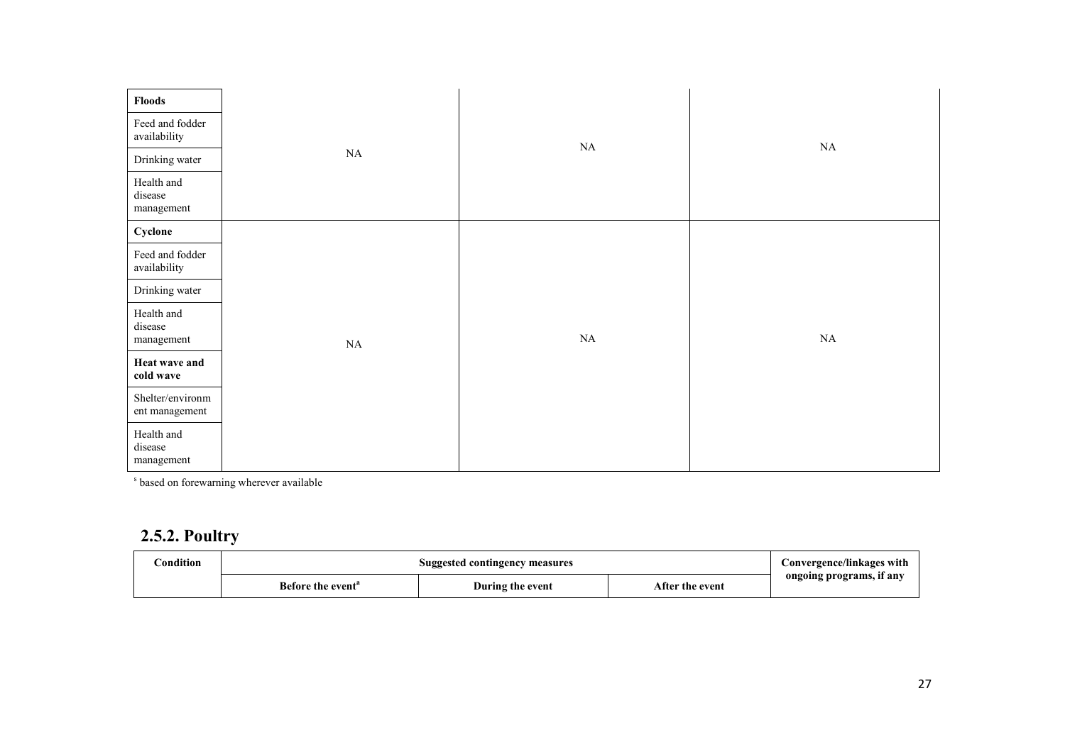| Floods | | | |
|---|---|---|---|
| Feed and fodder availability | NA | NA | NA |
| Drinking water | | | |
| Health and disease management | | | |
| **Cyclone** | | | |
| Feed and fodder availability | NA | NA | NA |
| Drinking water | | | |
| Health and disease management | | | |
| **Heat wave and cold wave** | | | |
| Shelter/environment management | | | |
| Health and disease management | | | |

[s] based on forewarning wherever available

## 2.5.2. Poultry

| Condition | Suggested contingency measures | | | Convergence/linkages with ongoing programs, if any |
|---|---|---|---|---|
| | Before the event[a] | During the event | After the event | |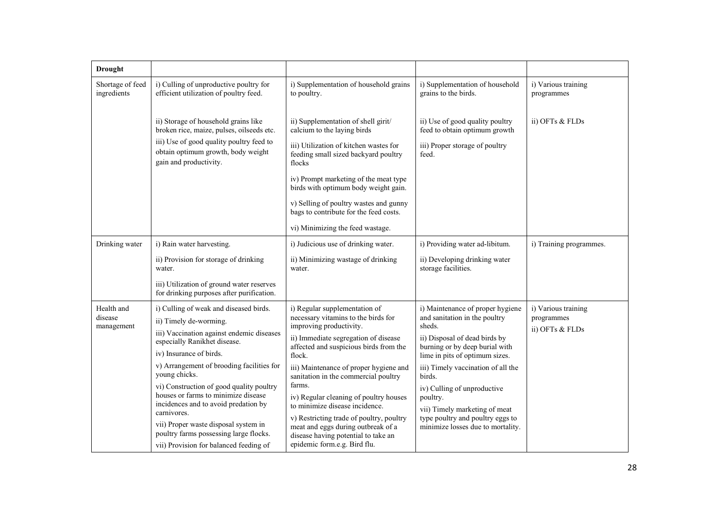| Drought | | | | |
|---|---|---|---|---|
| Shortage of feed ingredients | i) Culling of unproductive poultry for efficient utilization of poultry feed.<br><br>ii) Storage of household grains like broken rice, maize, pulses, oilseeds etc.<br><br>iii) Use of good quality poultry feed to obtain optimum growth, body weight gain and productivity. | i) Supplementation of household grains to poultry.<br><br>ii) Supplementation of shell girit/ calcium to the laying birds<br><br>iii) Utilization of kitchen wastes for feeding small sized backyard poultry flocks<br><br>iv) Prompt marketing of the meat type birds with optimum body weight gain.<br><br>v) Selling of poultry wastes and gunny bags to contribute for the feed costs.<br><br>vi) Minimizing the feed wastage. | i) Supplementation of household grains to the birds.<br><br>ii) Use of good quality poultry feed to obtain optimum growth<br><br>iii) Proper storage of poultry feed. | i) Various training programmes<br><br>ii) OFTs & FLDs |
| Drinking water | i) Rain water harvesting.<br><br>ii) Provision for storage of drinking water.<br><br>iii) Utilization of ground water reserves for drinking purposes after purification. | i) Judicious use of drinking water.<br><br>ii) Minimizing wastage of drinking water. | i) Providing water ad-libitum.<br><br>ii) Developing drinking water storage facilities. | i) Training programmes. |
| Health and disease management | i) Culling of weak and diseased birds.<br><br>ii) Timely de-worming.<br><br>iii) Vaccination against endemic diseases especially Ranikhet disease.<br><br>iv) Insurance of birds.<br><br>v) Arrangement of brooding facilities for young chicks.<br><br>vi) Construction of good quality poultry houses or farms to minimize disease incidences and to avoid predation by carnivores.<br><br>vii) Proper waste disposal system in poultry farms possessing large flocks.<br><br>vii) Provision for balanced feeding of | i) Regular supplementation of necessary vitamins to the birds for improving productivity.<br><br>ii) Immediate segregation of disease affected and suspicious birds from the flock.<br><br>iii) Maintenance of proper hygiene and sanitation in the commercial poultry farms.<br><br>iv) Regular cleaning of poultry houses to minimize disease incidence.<br><br>v) Restricting trade of poultry, poultry meat and eggs during outbreak of a disease having potential to take an epidemic form.e.g. Bird flu. | i) Maintenance of proper hygiene and sanitation in the poultry sheds.<br><br>ii) Disposal of dead birds by burning or by deep burial with lime in pits of optimum sizes.<br><br>iii) Timely vaccination of all the birds.<br><br>iv) Culling of unproductive poultry.<br><br>vii) Timely marketing of meat type poultry and poultry eggs to minimize losses due to mortality. | i) Various training programmes<br><br>ii) OFTs & FLDs |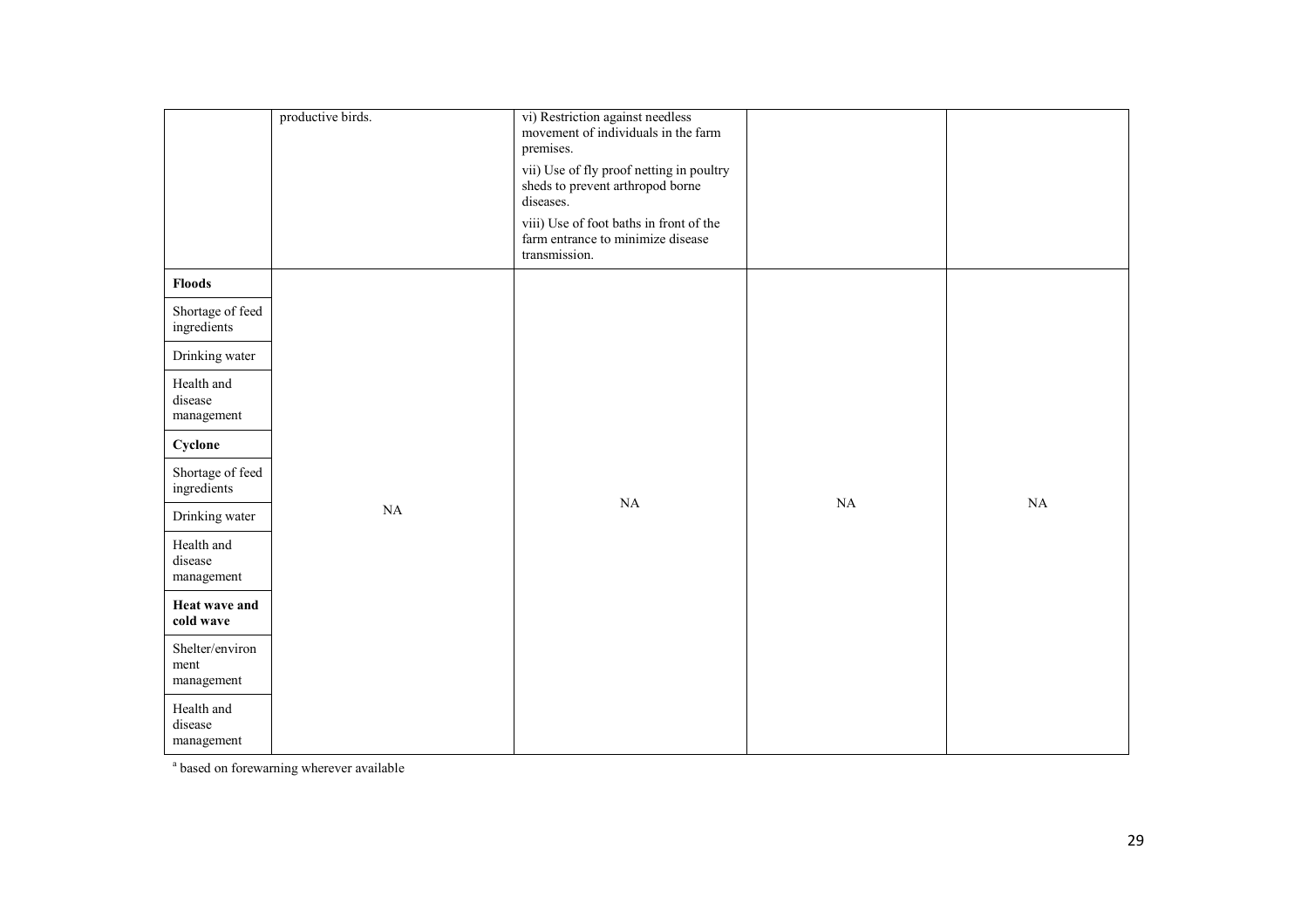| | | | | |
|---|---|---|---|---|
| | productive birds. | vi) Restriction against needless movement of individuals in the farm premises.<br>vii) Use of fly proof netting in poultry sheds to prevent arthropod borne diseases.<br>viii) Use of foot baths in front of the farm entrance to minimize disease transmission. | | |
| **Floods** | NA | NA | NA | NA |
| Shortage of feed ingredients | | | | |
| Drinking water | | | | |
| Health and disease management | | | | |
| **Cyclone** | | | | |
| Shortage of feed ingredients | | | | |
| Drinking water | | | | |
| Health and disease management | | | | |
| **Heat wave and cold wave** | | | | |
| Shelter/environment management | | | | |
| Health and disease management | | | | |

[a] based on forewarning wherever available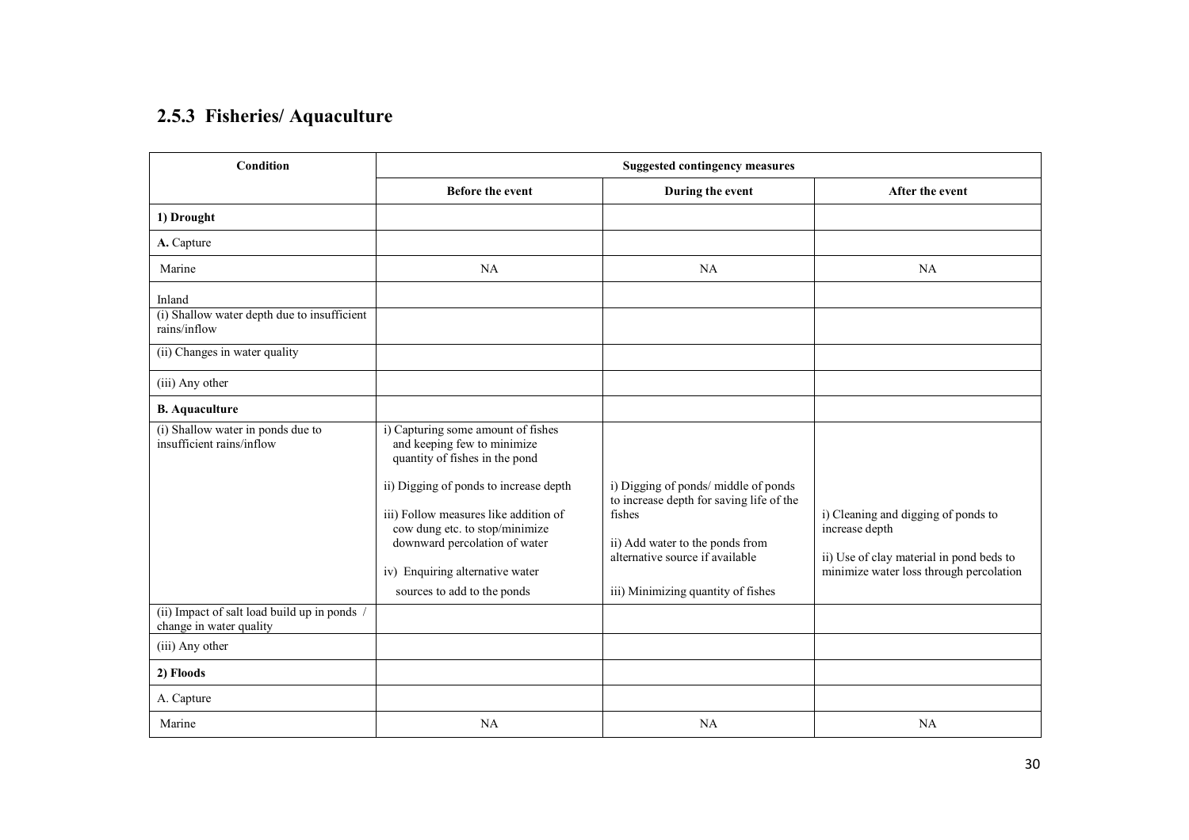### 2.5.3 Fisheries/ Aquaculture

| Condition | Suggested contingency measures | | |
|---|---|---|---|
| | **Before the event** | **During the event** | **After the event** |
| **1) Drought** | | | |
| **A.** Capture | | | |
| Marine | NA | NA | NA |
| Inland | | | |
| (i) Shallow water depth due to insufficient rains/inflow | | | |
| (ii) Changes in water quality | | | |
| (iii) Any other | | | |
| **B. Aquaculture** | | | |
| (i) Shallow water in ponds due to insufficient rains/inflow | i) Capturing some amount of fishes and keeping few to minimize quantity of fishes in the pond<br><br>ii) Digging of ponds to increase depth<br><br>iii) Follow measures like addition of cow dung etc. to stop/minimize downward percolation of water<br><br>iv) Enquiring alternative water sources to add to the ponds | i) Digging of ponds/ middle of ponds to increase depth for saving life of the fishes<br><br>ii) Add water to the ponds from alternative source if available<br><br>iii) Minimizing quantity of fishes | i) Cleaning and digging of ponds to increase depth<br><br>ii) Use of clay material in pond beds to minimize water loss through percolation |
| (ii) Impact of salt load build up in ponds / change in water quality | | | |
| (iii) Any other | | | |
| **2) Floods** | | | |
| A. Capture | | | |
| Marine | NA | NA | NA |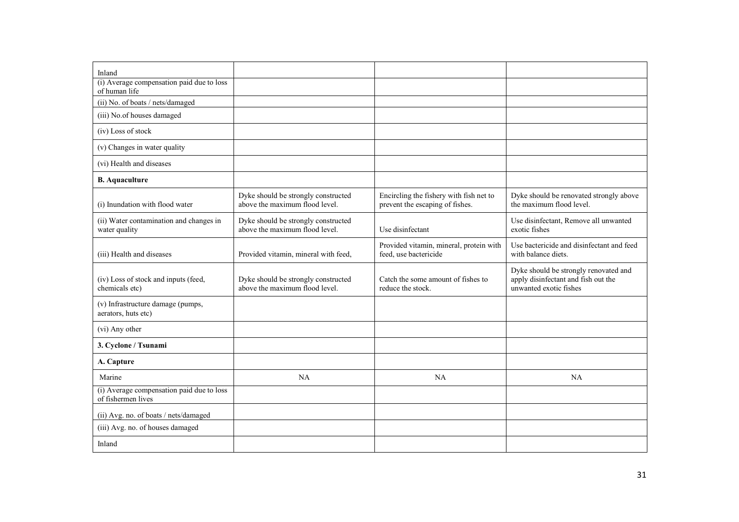| | | | |
|---|---|---|---|
| Inland | | | |
| (i) Average compensation paid due to loss of human life | | | |
| (ii) No. of boats / nets/damaged | | | |
| (iii) No.of houses damaged | | | |
| (iv) Loss of stock | | | |
| (v) Changes in water quality | | | |
| (vi) Health and diseases | | | |
| **B. Aquaculture** | | | |
| (i) Inundation with flood water | Dyke should be strongly constructed above the maximum flood level. | Encircling the fishery with fish net to prevent the escaping of fishes. | Dyke should be renovated strongly above the maximum flood level. |
| (ii) Water contamination and changes in water quality | Dyke should be strongly constructed above the maximum flood level. | Use disinfectant | Use disinfectant, Remove all unwanted exotic fishes |
| (iii) Health and diseases | Provided vitamin, mineral with feed, | Provided vitamin, mineral, protein with feed, use bactericide | Use bactericide and disinfectant and feed with balance diets. |
| (iv) Loss of stock and inputs (feed, chemicals etc) | Dyke should be strongly constructed above the maximum flood level. | Catch the some amount of fishes to reduce the stock. | Dyke should be strongly renovated and apply disinfectant and fish out the unwanted exotic fishes |
| (v) Infrastructure damage (pumps, aerators, huts etc) | | | |
| (vi) Any other | | | |
| **3. Cyclone / Tsunami** | | | |
| **A. Capture** | | | |
| Marine | NA | NA | NA |
| (i) Average compensation paid due to loss of fishermen lives | | | |
| (ii) Avg. no. of boats / nets/damaged | | | |
| (iii) Avg. no. of houses damaged | | | |
| Inland | | | |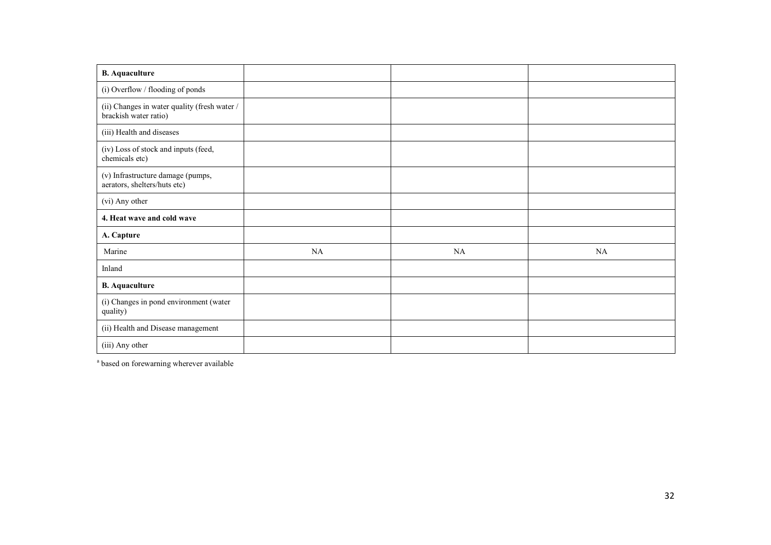| **B. Aquaculture** | | | |
|---|---|---|---|
| (i) Overflow / flooding of ponds | | | |
| (ii) Changes in water quality (fresh water / brackish water ratio) | | | |
| (iii) Health and diseases | | | |
| (iv) Loss of stock and inputs (feed, chemicals etc) | | | |
| (v) Infrastructure damage (pumps, aerators, shelters/huts etc) | | | |
| (vi) Any other | | | |
| **4. Heat wave and cold wave** | | | |
| **A. Capture** | | | |
| Marine | NA | NA | NA |
| Inland | | | |
| **B. Aquaculture** | | | |
| (i) Changes in pond environment (water quality) | | | |
| (ii) Health and Disease management | | | |
| (iii) Any other | | | |

[a] based on forewarning wherever available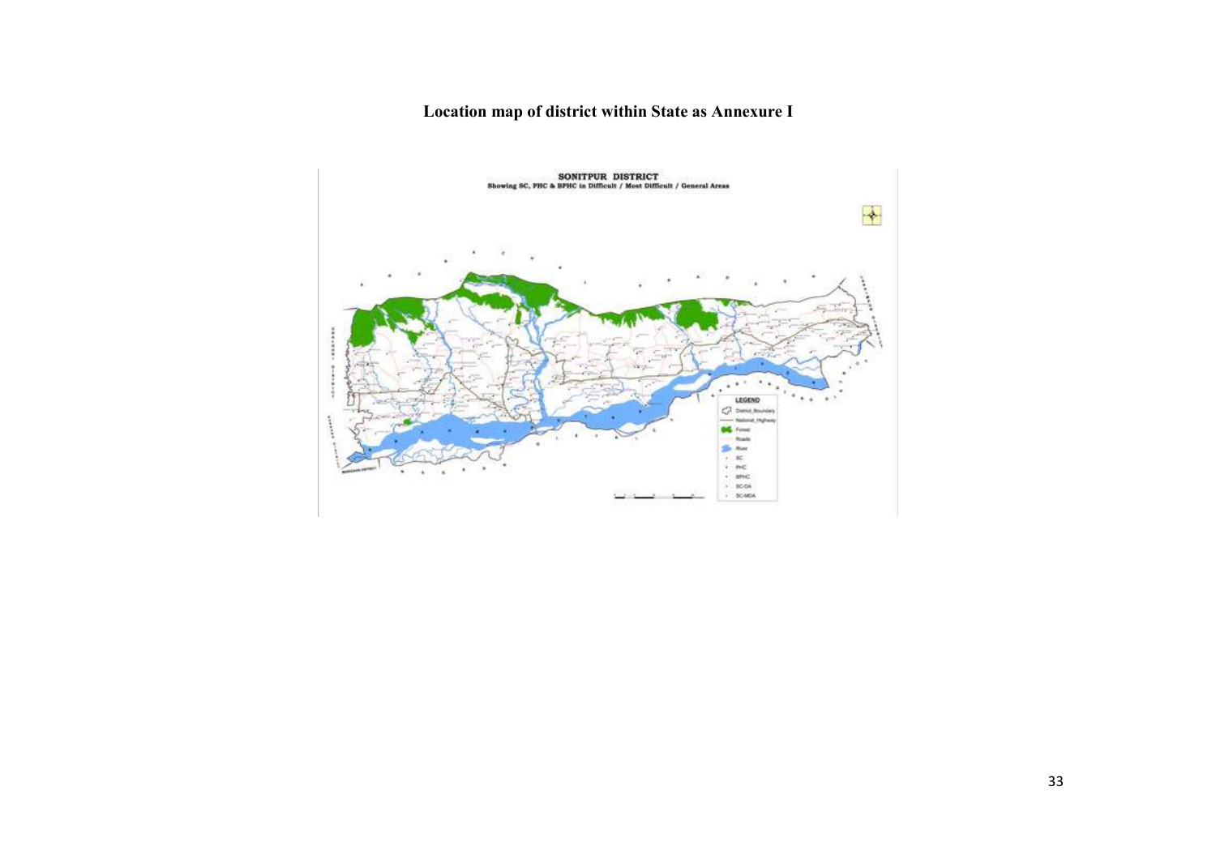**Location map of district within State as Annexure I**

SONITPUR DISTRICT

Showing SC, PHC & BPHC in Difficult / Most Difficult / General Areas

LEGEND

- District_Boundary
- National_Highway
- Forest
- Roads
- River
- SC
- PHC
- BPHC
- SC-DA
- SC-MDA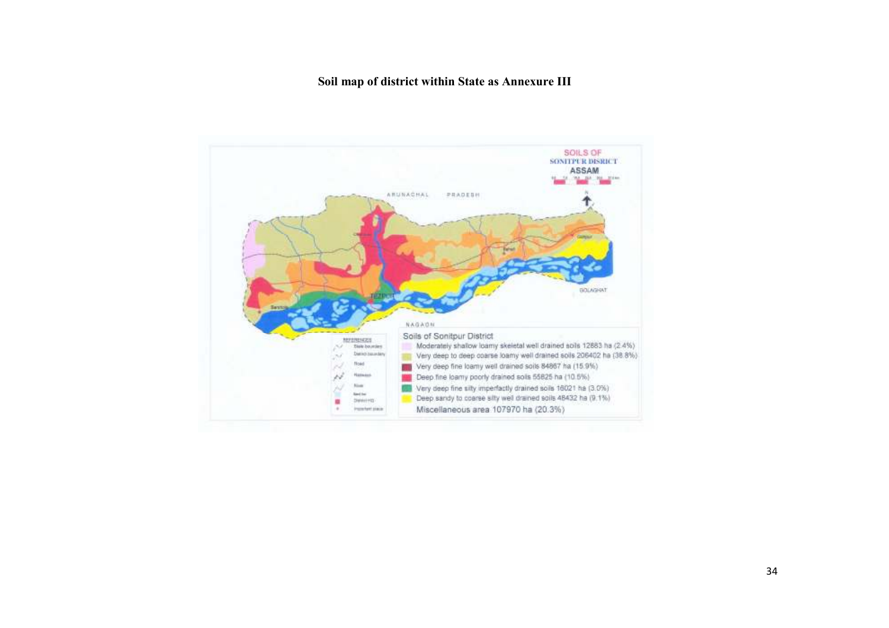**Soil map of district within State as Annexure III**

SOILS OF
SONITPUR DISRICT
ASSAM

ARUNACHAL PRADESH

TEZPUR

GOLAGHAT

NAGAON

REFERENCES
State boundary
District boundary
Road
Railways
River
Sand bar
District HQ
Important place

Soils of Sonitpur District
Moderately shallow loamy skeletal well drained soils 12883 ha (2.4%)
Very deep to deep coarse loamy well drained soils 206402 ha (38.8%)
Very deep fine loamy well drained soils 84867 ha (15.9%)
Deep fine loamy poorly drained soils 55825 ha (10.5%)
Very deep fine silty imperfactly drained soils 16021 ha (3.0%)
Deep sandy to coarse silty well drained soils 48432 ha (9.1%)
Miscellaneous area 107970 ha (20.3%)